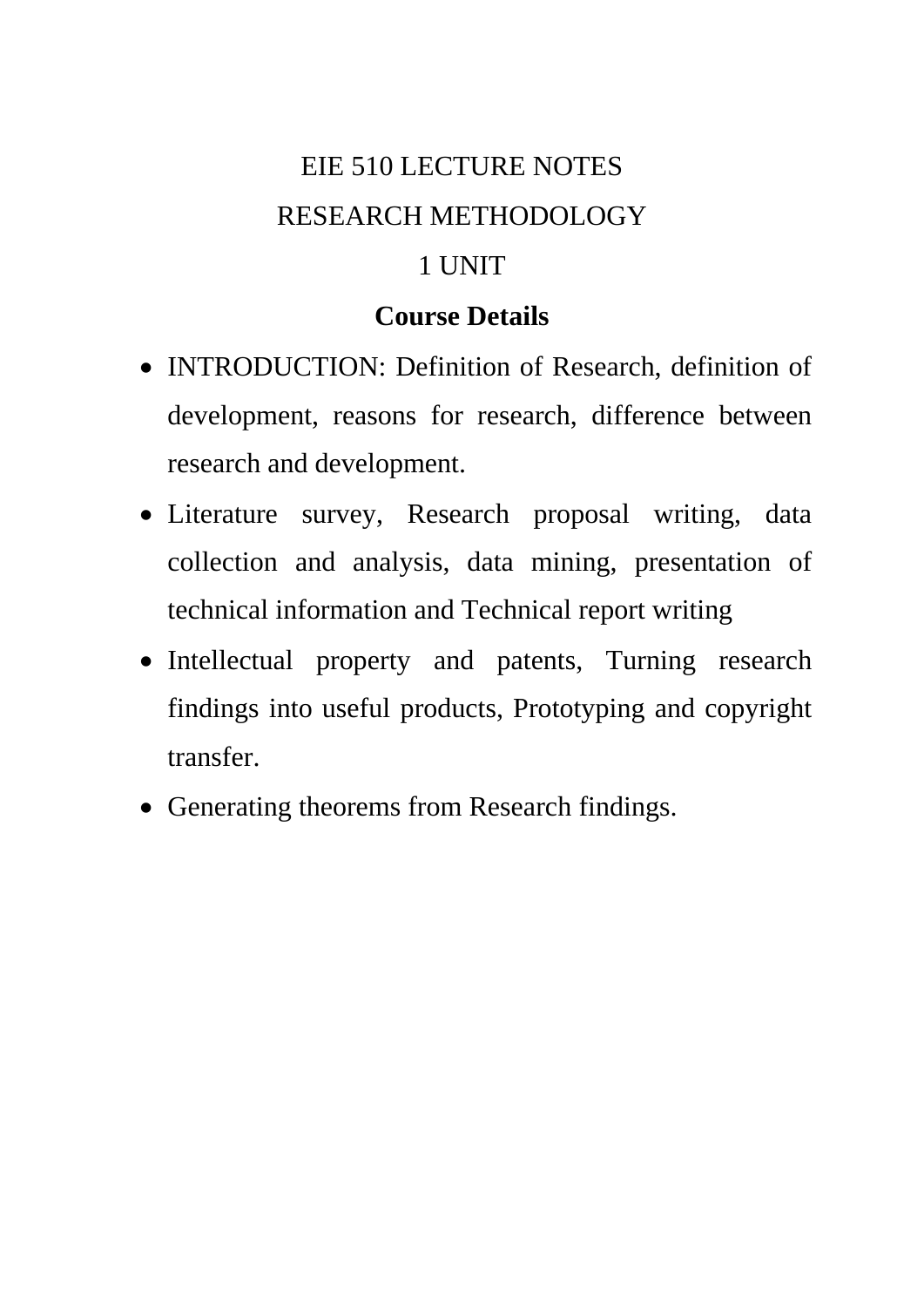# EIE 510 LECTURE NOTES

# RESEARCH METHODOLOGY

# 1 UNIT

## Course Details

- INTRODUCTION: Definition of Research, definition of development, reasons for research, difference between research and development.
- Literature survey, Research proposal writing, data collection and analysis, data mining, presentation of technical information and Technical report writing
- Intellectual property and patents, Turning research findings into useful products, Prototyping and copyright transfer.
- Generating theorems from Research findings.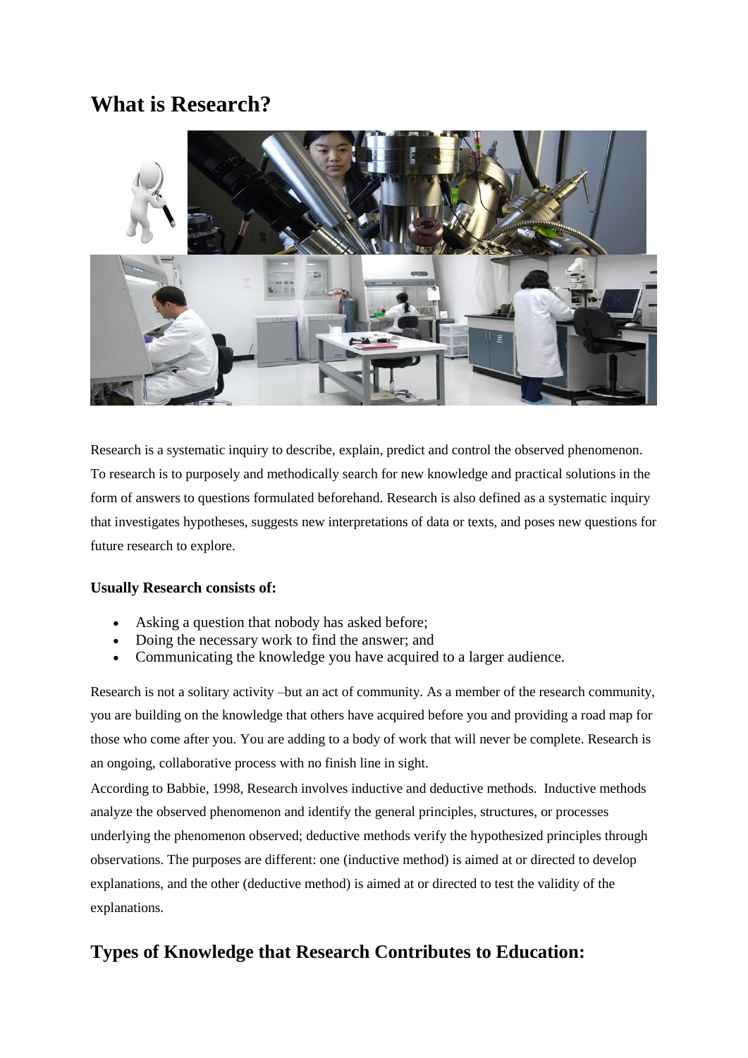# What is Research?

Research is a systematic inquiry to describe, explain, predict and control the observed phenomenon. To research is to purposely and methodically search for new knowledge and practical solutions in the form of answers to questions formulated beforehand. Research is also defined as a systematic inquiry that investigates hypotheses, suggests new interpretations of data or texts, and poses new questions for future research to explore.

**Usually Research consists of:**

- Asking a question that nobody has asked before;
- Doing the necessary work to find the answer; and
- Communicating the knowledge you have acquired to a larger audience.

Research is not a solitary activity –but an act of community. As a member of the research community, you are building on the knowledge that others have acquired before you and providing a road map for those who come after you. You are adding to a body of work that will never be complete. Research is an ongoing, collaborative process with no finish line in sight.

According to Babbie, 1998, Research involves inductive and deductive methods. Inductive methods analyze the observed phenomenon and identify the general principles, structures, or processes underlying the phenomenon observed; deductive methods verify the hypothesized principles through observations. The purposes are different: one (inductive method) is aimed at or directed to develop explanations, and the other (deductive method) is aimed at or directed to test the validity of the explanations.

## Types of Knowledge that Research Contributes to Education: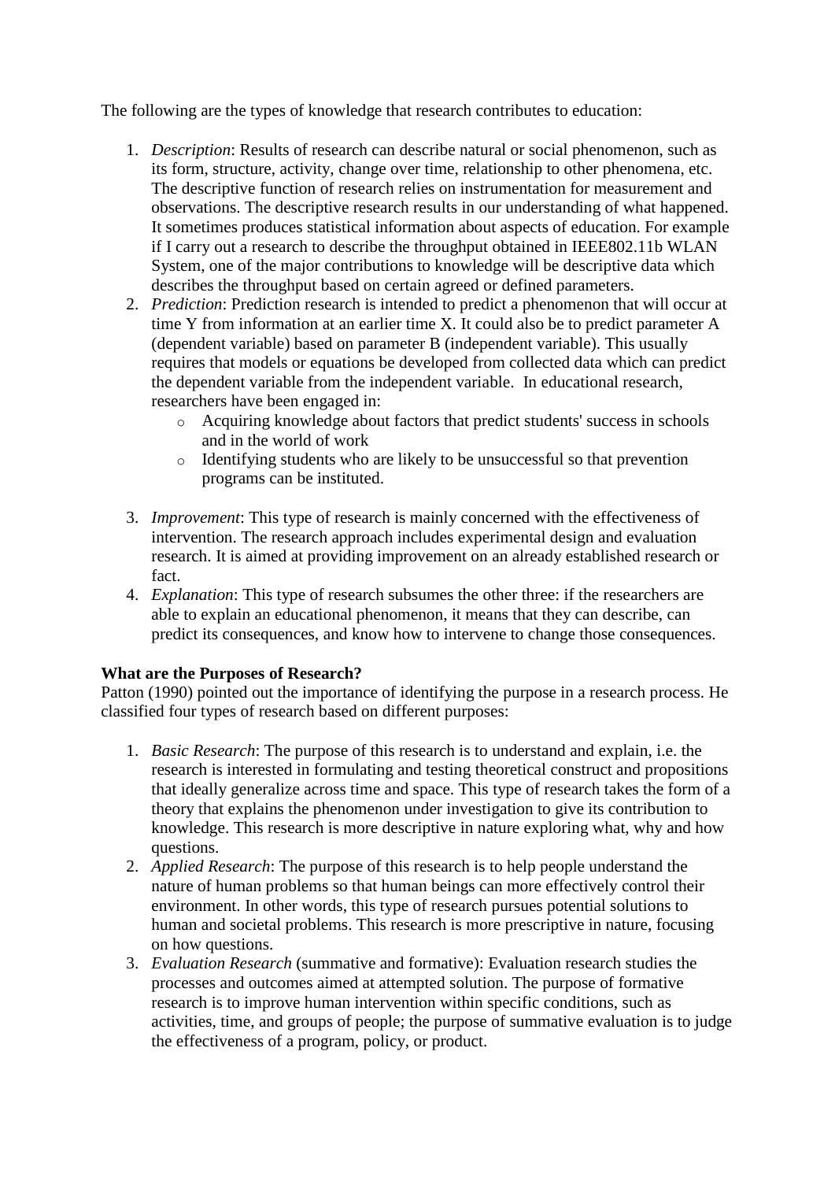The following are the types of knowledge that research contributes to education:

1. *Description*: Results of research can describe natural or social phenomenon, such as its form, structure, activity, change over time, relationship to other phenomena, etc. The descriptive function of research relies on instrumentation for measurement and observations. The descriptive research results in our understanding of what happened. It sometimes produces statistical information about aspects of education. For example if I carry out a research to describe the throughput obtained in IEEE802.11b WLAN System, one of the major contributions to knowledge will be descriptive data which describes the throughput based on certain agreed or defined parameters.
2. *Prediction*: Prediction research is intended to predict a phenomenon that will occur at time Y from information at an earlier time X. It could also be to predict parameter A (dependent variable) based on parameter B (independent variable). This usually requires that models or equations be developed from collected data which can predict the dependent variable from the independent variable. In educational research, researchers have been engaged in:
   - Acquiring knowledge about factors that predict students' success in schools and in the world of work
   - Identifying students who are likely to be unsuccessful so that prevention programs can be instituted.
3. *Improvement*: This type of research is mainly concerned with the effectiveness of intervention. The research approach includes experimental design and evaluation research. It is aimed at providing improvement on an already established research or fact.
4. *Explanation*: This type of research subsumes the other three: if the researchers are able to explain an educational phenomenon, it means that they can describe, can predict its consequences, and know how to intervene to change those consequences.

**What are the Purposes of Research?**

Patton (1990) pointed out the importance of identifying the purpose in a research process. He classified four types of research based on different purposes:

1. *Basic Research*: The purpose of this research is to understand and explain, i.e. the research is interested in formulating and testing theoretical construct and propositions that ideally generalize across time and space. This type of research takes the form of a theory that explains the phenomenon under investigation to give its contribution to knowledge. This research is more descriptive in nature exploring what, why and how questions.
2. *Applied Research*: The purpose of this research is to help people understand the nature of human problems so that human beings can more effectively control their environment. In other words, this type of research pursues potential solutions to human and societal problems. This research is more prescriptive in nature, focusing on how questions.
3. *Evaluation Research* (summative and formative): Evaluation research studies the processes and outcomes aimed at attempted solution. The purpose of formative research is to improve human intervention within specific conditions, such as activities, time, and groups of people; the purpose of summative evaluation is to judge the effectiveness of a program, policy, or product.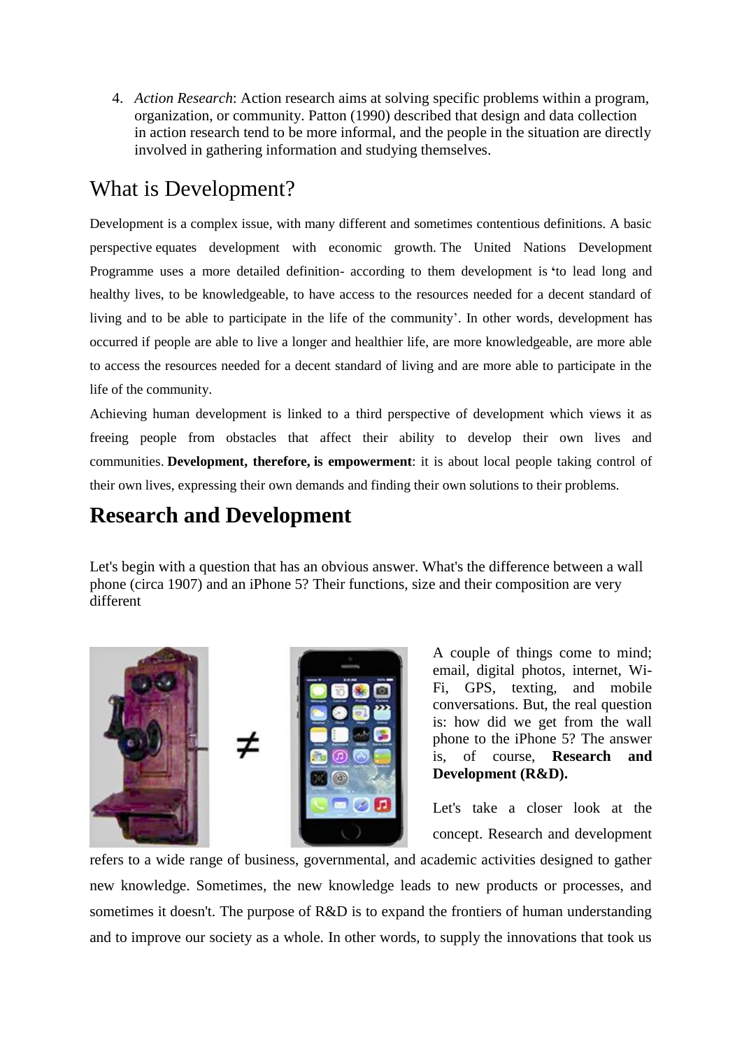4. *Action Research*: Action research aims at solving specific problems within a program, organization, or community. Patton (1990) described that design and data collection in action research tend to be more informal, and the people in the situation are directly involved in gathering information and studying themselves.

## What is Development?

Development is a complex issue, with many different and sometimes contentious definitions. A basic perspective equates development with economic growth. The United Nations Development Programme uses a more detailed definition- according to them development is **'**to lead long and healthy lives, to be knowledgeable, to have access to the resources needed for a decent standard of living and to be able to participate in the life of the community'. In other words, development has occurred if people are able to live a longer and healthier life, are more knowledgeable, are more able to access the resources needed for a decent standard of living and are more able to participate in the life of the community.

Achieving human development is linked to a third perspective of development which views it as freeing people from obstacles that affect their ability to develop their own lives and communities. **Development, therefore, is empowerment**: it is about local people taking control of their own lives, expressing their own demands and finding their own solutions to their problems.

# Research and Development

Let's begin with a question that has an obvious answer. What's the difference between a wall phone (circa 1907) and an iPhone 5? Their functions, size and their composition are very different

A couple of things come to mind; email, digital photos, internet, Wi-Fi, GPS, texting, and mobile conversations. But, the real question is: how did we get from the wall phone to the iPhone 5? The answer is, of course, **Research and Development (R&D).**

Let's take a closer look at the concept. Research and development refers to a wide range of business, governmental, and academic activities designed to gather new knowledge. Sometimes, the new knowledge leads to new products or processes, and sometimes it doesn't. The purpose of R&D is to expand the frontiers of human understanding and to improve our society as a whole. In other words, to supply the innovations that took us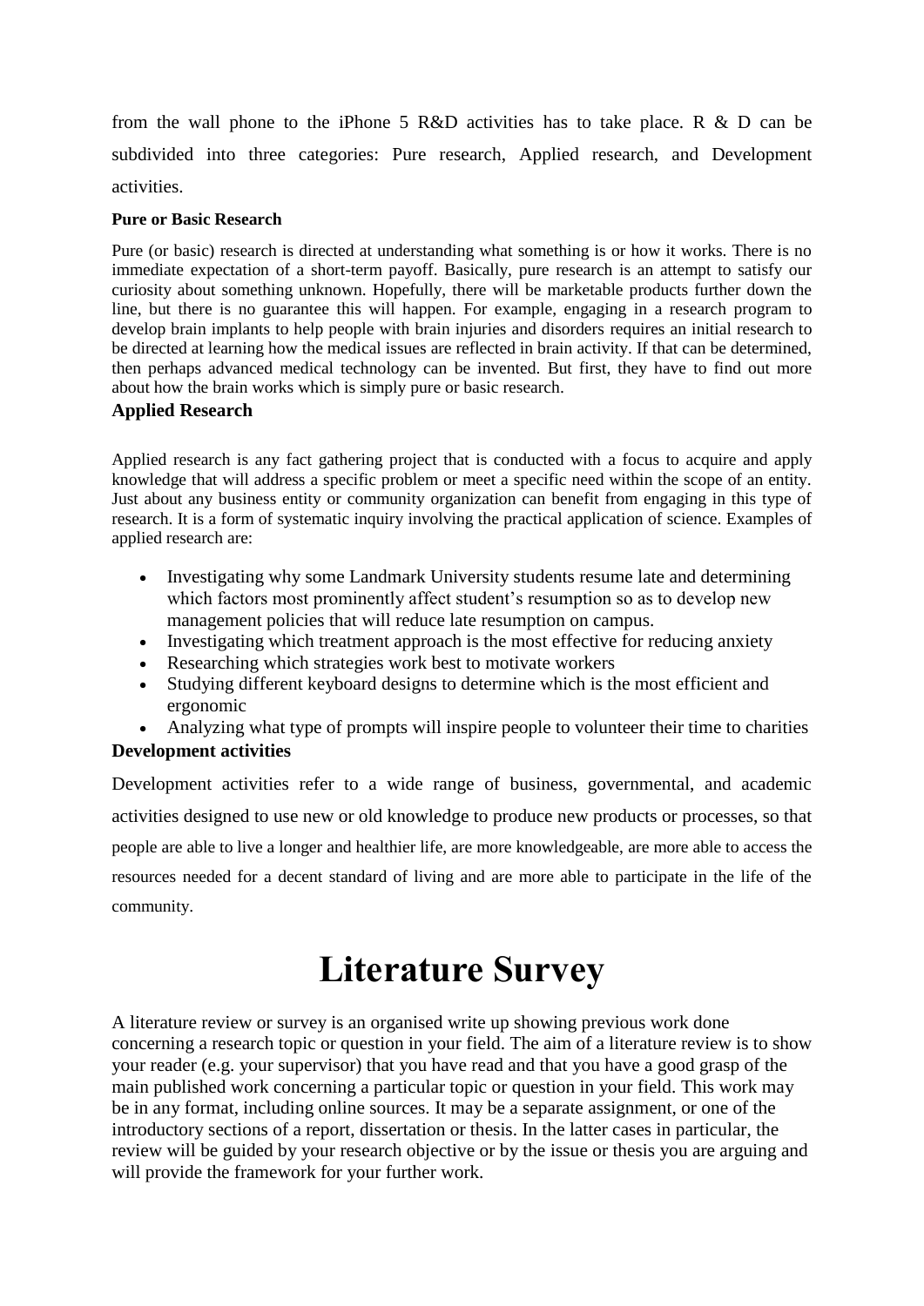from the wall phone to the iPhone 5 R&D activities has to take place. R & D can be subdivided into three categories: Pure research, Applied research, and Development activities.

### Pure or Basic Research

Pure (or basic) research is directed at understanding what something is or how it works. There is no immediate expectation of a short-term payoff. Basically, pure research is an attempt to satisfy our curiosity about something unknown. Hopefully, there will be marketable products further down the line, but there is no guarantee this will happen. For example, engaging in a research program to develop brain implants to help people with brain injuries and disorders requires an initial research to be directed at learning how the medical issues are reflected in brain activity. If that can be determined, then perhaps advanced medical technology can be invented. But first, they have to find out more about how the brain works which is simply pure or basic research.

### Applied Research

Applied research is any fact gathering project that is conducted with a focus to acquire and apply knowledge that will address a specific problem or meet a specific need within the scope of an entity. Just about any business entity or community organization can benefit from engaging in this type of research. It is a form of systematic inquiry involving the practical application of science. Examples of applied research are:

- Investigating why some Landmark University students resume late and determining which factors most prominently affect student's resumption so as to develop new management policies that will reduce late resumption on campus.
- Investigating which treatment approach is the most effective for reducing anxiety
- Researching which strategies work best to motivate workers
- Studying different keyboard designs to determine which is the most efficient and ergonomic
- Analyzing what type of prompts will inspire people to volunteer their time to charities

### Development activities

Development activities refer to a wide range of business, governmental, and academic activities designed to use new or old knowledge to produce new products or processes, so that people are able to live a longer and healthier life, are more knowledgeable, are more able to access the resources needed for a decent standard of living and are more able to participate in the life of the community.

# Literature Survey

A literature review or survey is an organised write up showing previous work done concerning a research topic or question in your field. The aim of a literature review is to show your reader (e.g. your supervisor) that you have read and that you have a good grasp of the main published work concerning a particular topic or question in your field. This work may be in any format, including online sources. It may be a separate assignment, or one of the introductory sections of a report, dissertation or thesis. In the latter cases in particular, the review will be guided by your research objective or by the issue or thesis you are arguing and will provide the framework for your further work.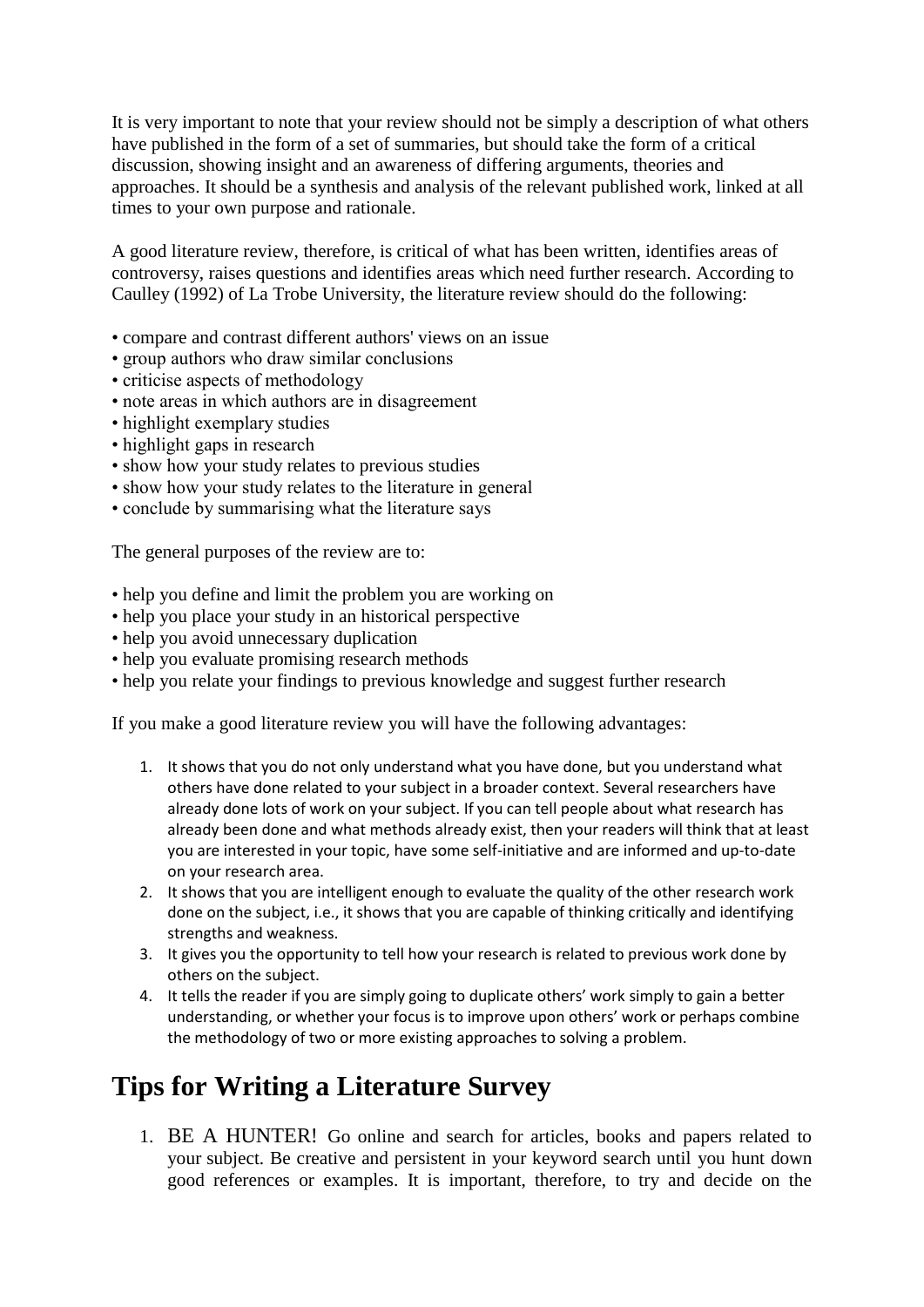It is very important to note that your review should not be simply a description of what others have published in the form of a set of summaries, but should take the form of a critical discussion, showing insight and an awareness of differing arguments, theories and approaches. It should be a synthesis and analysis of the relevant published work, linked at all times to your own purpose and rationale.

A good literature review, therefore, is critical of what has been written, identifies areas of controversy, raises questions and identifies areas which need further research. According to Caulley (1992) of La Trobe University, the literature review should do the following:

- compare and contrast different authors' views on an issue
- group authors who draw similar conclusions
- criticise aspects of methodology
- note areas in which authors are in disagreement
- highlight exemplary studies
- highlight gaps in research
- show how your study relates to previous studies
- show how your study relates to the literature in general
- conclude by summarising what the literature says

The general purposes of the review are to:

- help you define and limit the problem you are working on
- help you place your study in an historical perspective
- help you avoid unnecessary duplication
- help you evaluate promising research methods
- help you relate your findings to previous knowledge and suggest further research

If you make a good literature review you will have the following advantages:

1. It shows that you do not only understand what you have done, but you understand what others have done related to your subject in a broader context. Several researchers have already done lots of work on your subject. If you can tell people about what research has already been done and what methods already exist, then your readers will think that at least you are interested in your topic, have some self-initiative and are informed and up-to-date on your research area.
2. It shows that you are intelligent enough to evaluate the quality of the other research work done on the subject, i.e., it shows that you are capable of thinking critically and identifying strengths and weakness.
3. It gives you the opportunity to tell how your research is related to previous work done by others on the subject.
4. It tells the reader if you are simply going to duplicate others' work simply to gain a better understanding, or whether your focus is to improve upon others' work or perhaps combine the methodology of two or more existing approaches to solving a problem.

## Tips for Writing a Literature Survey

1. BE A HUNTER! Go online and search for articles, books and papers related to your subject. Be creative and persistent in your keyword search until you hunt down good references or examples. It is important, therefore, to try and decide on the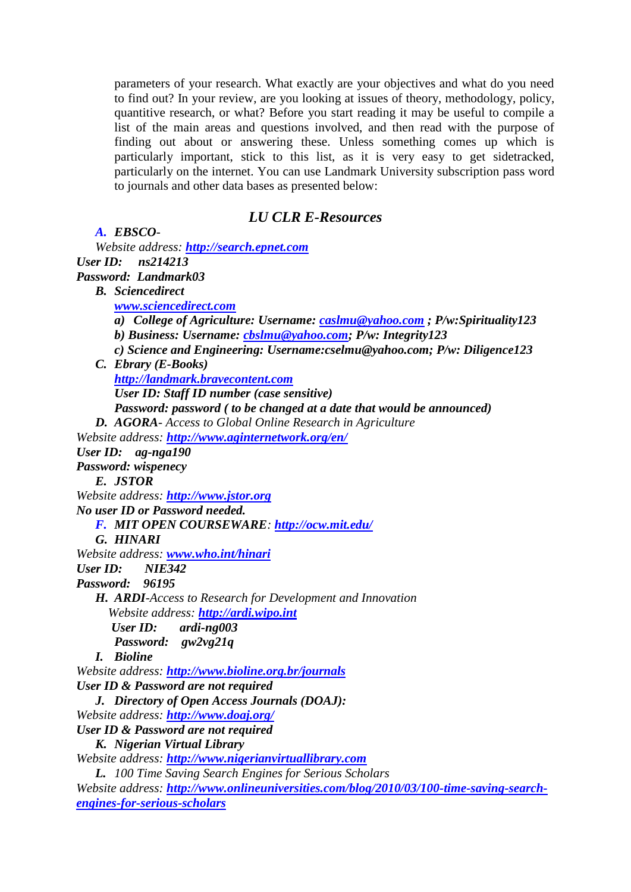parameters of your research. What exactly are your objectives and what do you need to find out? In your review, are you looking at issues of theory, methodology, policy, quantitive research, or what? Before you start reading it may be useful to compile a list of the main areas and questions involved, and then read with the purpose of finding out about or answering these. Unless something comes up which is particularly important, stick to this list, as it is very easy to get sidetracked, particularly on the internet. You can use Landmark University subscription pass word to journals and other data bases as presented below:

## *LU CLR E-Resources*

**A. *EBSCO*-**

*Website address:* ***http://search.epnet.com***

***User ID: ns214213***

***Password: Landmark03***

**B. *Sciencedirect***

***www.sciencedirect.com***

***a) College of Agriculture: Username: caslmu@yahoo.com ; P/w:Spirituality123***

***b) Business: Username: cbslmu@yahoo.com; P/w: Integrity123***

***c) Science and Engineering: Username:cselmu@yahoo.com; P/w: Diligence123***

**C. *Ebrary (E-Books)***

***http://landmark.bravecontent.com***

***User ID: Staff ID number (case sensitive)***

***Password: password ( to be changed at a date that would be announced)***

**D. *AGORA*** *- Access to Global Online Research in Agriculture*

*Website address:* ***http://www.aginternetwork.org/en/***

***User ID: ag-nga190***

***Password: wispenecy***

**E. *JSTOR***

*Website address:* ***http://www.jstor.org***

***No user ID or Password needed.***

**F. *MIT OPEN COURSEWARE***: ***http://ocw.mit.edu/***

**G. *HINARI***

*Website address:* ***www.who.int/hinari***

***User ID: NIE342***

***Password: 96195***

**H. *ARDI*** *-Access to Research for Development and Innovation*

*Website address:* ***http://ardi.wipo.int***

***User ID: ardi-ng003***

***Password: gw2vg21q***

**I. *Bioline***

*Website address:* ***http://www.bioline.org.br/journals***

***User ID & Password are not required***

**J. *Directory of Open Access Journals (DOAJ):***

*Website address:* ***http://www.doaj.org/***

***User ID & Password are not required***

**K. *Nigerian Virtual Library***

*Website address:* ***http://www.nigerianvirtuallibrary.com***

**L.** *100 Time Saving Search Engines for Serious Scholars*

*Website address:* ***http://www.onlineuniversities.com/blog/2010/03/100-time-saving-search-engines-for-serious-scholars***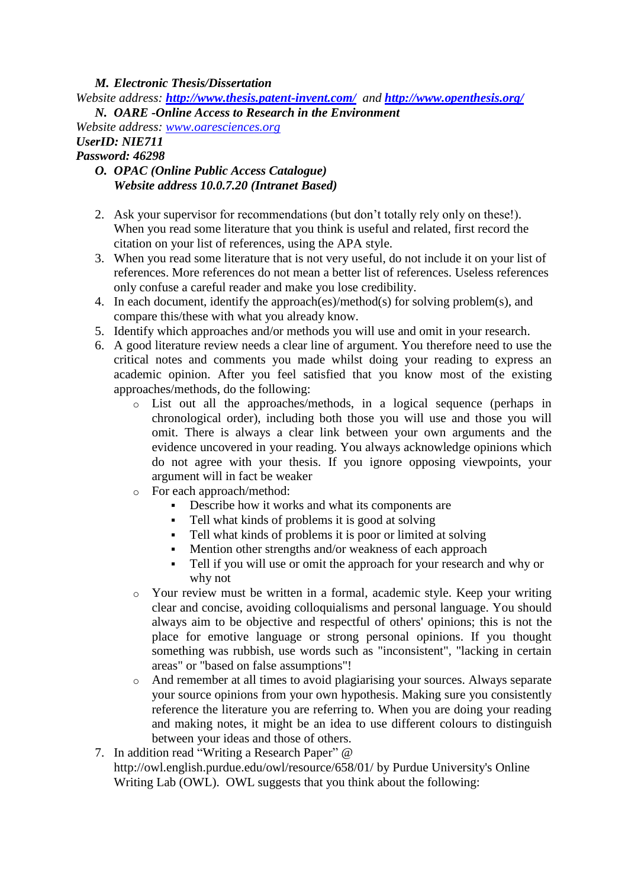*M. **Electronic Thesis/Dissertation***

*Website address: **[http://www.thesis.patent-invent.com/](http://www.thesis.patent-invent.com/)** and **[http://www.openthesis.org/](http://www.openthesis.org/)***

*N. **OARE -Online Access to Research in the Environment***

*Website address: [www.oaresciences.org](www.oaresciences.org)*

***UserID: NIE711***

***Password: 46298***

*O. **OPAC (Online Public Access Catalogue)***
***Website address 10.0.7.20 (Intranet Based)***

2. Ask your supervisor for recommendations (but don't totally rely only on these!). When you read some literature that you think is useful and related, first record the citation on your list of references, using the APA style.
3. When you read some literature that is not very useful, do not include it on your list of references. More references do not mean a better list of references. Useless references only confuse a careful reader and make you lose credibility.
4. In each document, identify the approach(es)/method(s) for solving problem(s), and compare this/these with what you already know.
5. Identify which approaches and/or methods you will use and omit in your research.
6. A good literature review needs a clear line of argument. You therefore need to use the critical notes and comments you made whilst doing your reading to express an academic opinion. After you feel satisfied that you know most of the existing approaches/methods, do the following:
   - List out all the approaches/methods, in a logical sequence (perhaps in chronological order), including both those you will use and those you will omit. There is always a clear link between your own arguments and the evidence uncovered in your reading. You always acknowledge opinions which do not agree with your thesis. If you ignore opposing viewpoints, your argument will in fact be weaker
   - For each approach/method:
     - Describe how it works and what its components are
     - Tell what kinds of problems it is good at solving
     - Tell what kinds of problems it is poor or limited at solving
     - Mention other strengths and/or weakness of each approach
     - Tell if you will use or omit the approach for your research and why or why not
   - Your review must be written in a formal, academic style. Keep your writing clear and concise, avoiding colloquialisms and personal language. You should always aim to be objective and respectful of others' opinions; this is not the place for emotive language or strong personal opinions. If you thought something was rubbish, use words such as "inconsistent", "lacking in certain areas" or "based on false assumptions"!
   - And remember at all times to avoid plagiarising your sources. Always separate your source opinions from your own hypothesis. Making sure you consistently reference the literature you are referring to. When you are doing your reading and making notes, it might be an idea to use different colours to distinguish between your ideas and those of others.
7. In addition read "Writing a Research Paper" @ http://owl.english.purdue.edu/owl/resource/658/01/ by Purdue University's Online Writing Lab (OWL). OWL suggests that you think about the following: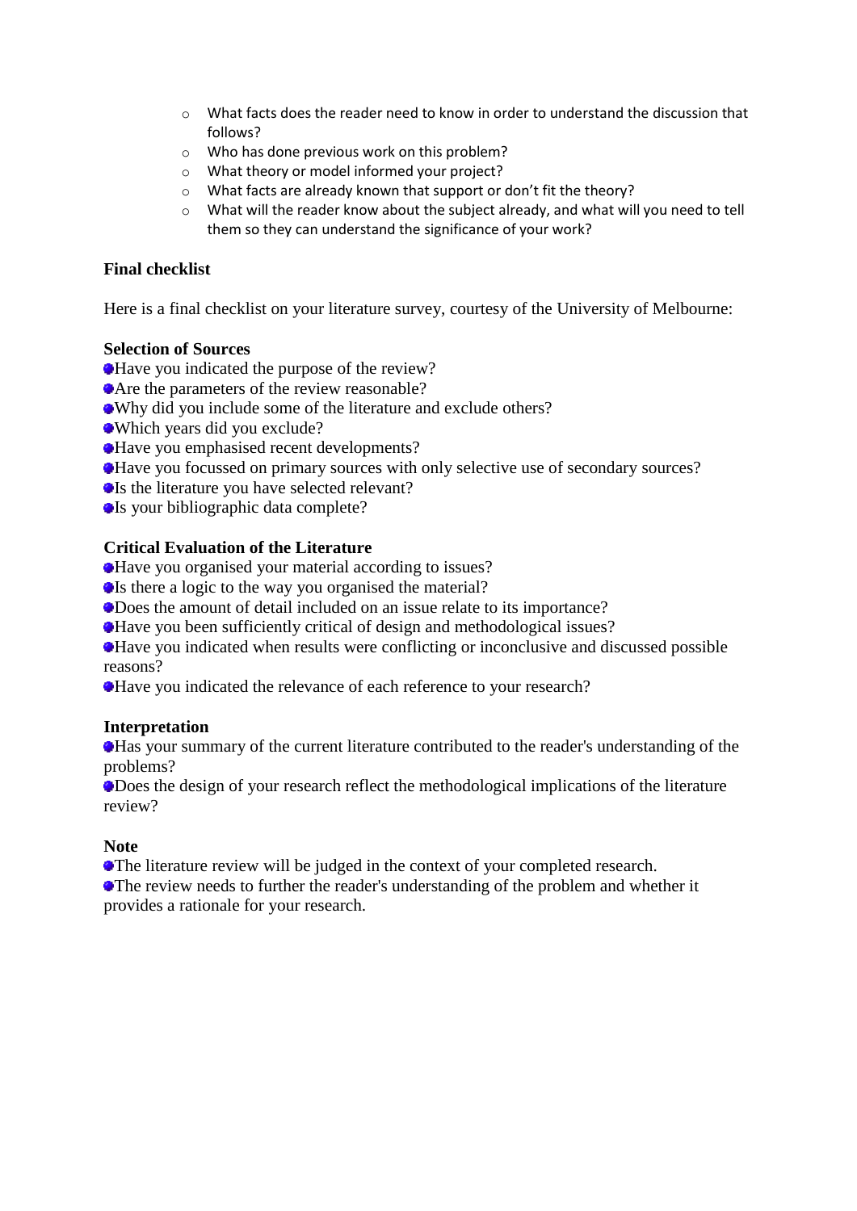- What facts does the reader need to know in order to understand the discussion that follows?
- Who has done previous work on this problem?
- What theory or model informed your project?
- What facts are already known that support or don't fit the theory?
- What will the reader know about the subject already, and what will you need to tell them so they can understand the significance of your work?

**Final checklist**

Here is a final checklist on your literature survey, courtesy of the University of Melbourne:

**Selection of Sources**

- Have you indicated the purpose of the review?
- Are the parameters of the review reasonable?
- Why did you include some of the literature and exclude others?
- Which years did you exclude?
- Have you emphasised recent developments?
- Have you focussed on primary sources with only selective use of secondary sources?
- Is the literature you have selected relevant?
- Is your bibliographic data complete?

**Critical Evaluation of the Literature**

- Have you organised your material according to issues?
- Is there a logic to the way you organised the material?
- Does the amount of detail included on an issue relate to its importance?
- Have you been sufficiently critical of design and methodological issues?
- Have you indicated when results were conflicting or inconclusive and discussed possible reasons?
- Have you indicated the relevance of each reference to your research?

**Interpretation**

- Has your summary of the current literature contributed to the reader's understanding of the problems?
- Does the design of your research reflect the methodological implications of the literature review?

**Note**

- The literature review will be judged in the context of your completed research.
- The review needs to further the reader's understanding of the problem and whether it provides a rationale for your research.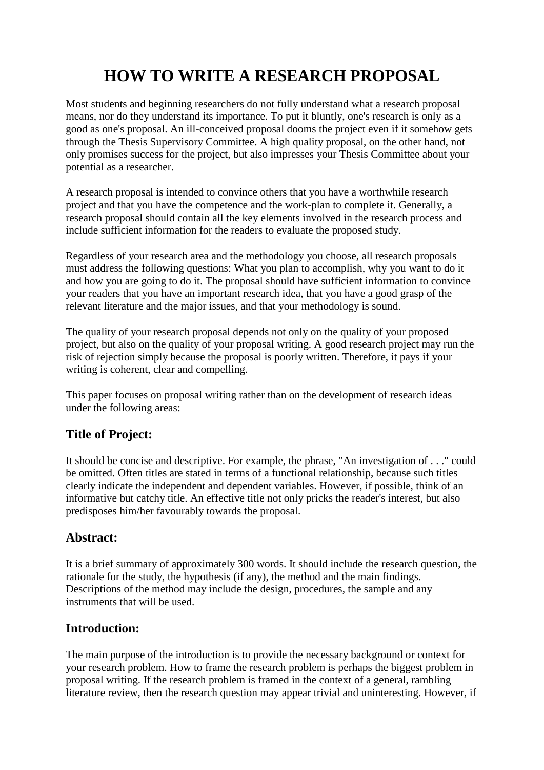# HOW TO WRITE A RESEARCH PROPOSAL

Most students and beginning researchers do not fully understand what a research proposal means, nor do they understand its importance. To put it bluntly, one's research is only as a good as one's proposal. An ill-conceived proposal dooms the project even if it somehow gets through the Thesis Supervisory Committee. A high quality proposal, on the other hand, not only promises success for the project, but also impresses your Thesis Committee about your potential as a researcher.

A research proposal is intended to convince others that you have a worthwhile research project and that you have the competence and the work-plan to complete it. Generally, a research proposal should contain all the key elements involved in the research process and include sufficient information for the readers to evaluate the proposed study.

Regardless of your research area and the methodology you choose, all research proposals must address the following questions: What you plan to accomplish, why you want to do it and how you are going to do it. The proposal should have sufficient information to convince your readers that you have an important research idea, that you have a good grasp of the relevant literature and the major issues, and that your methodology is sound.

The quality of your research proposal depends not only on the quality of your proposed project, but also on the quality of your proposal writing. A good research project may run the risk of rejection simply because the proposal is poorly written. Therefore, it pays if your writing is coherent, clear and compelling.

This paper focuses on proposal writing rather than on the development of research ideas under the following areas:

## Title of Project:

It should be concise and descriptive. For example, the phrase, "An investigation of . . ." could be omitted. Often titles are stated in terms of a functional relationship, because such titles clearly indicate the independent and dependent variables. However, if possible, think of an informative but catchy title. An effective title not only pricks the reader's interest, but also predisposes him/her favourably towards the proposal.

## Abstract:

It is a brief summary of approximately 300 words. It should include the research question, the rationale for the study, the hypothesis (if any), the method and the main findings. Descriptions of the method may include the design, procedures, the sample and any instruments that will be used.

## Introduction:

The main purpose of the introduction is to provide the necessary background or context for your research problem. How to frame the research problem is perhaps the biggest problem in proposal writing. If the research problem is framed in the context of a general, rambling literature review, then the research question may appear trivial and uninteresting. However, if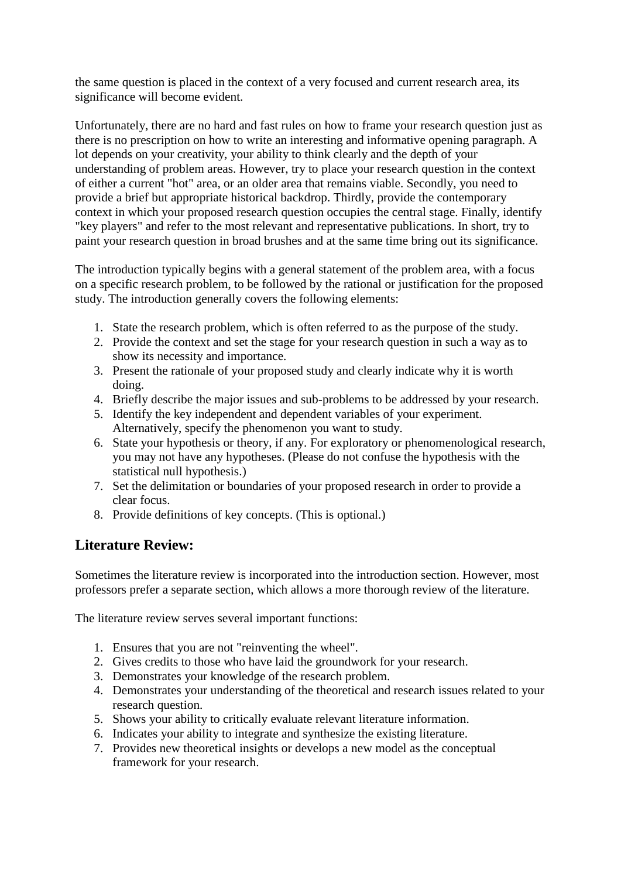the same question is placed in the context of a very focused and current research area, its significance will become evident.

Unfortunately, there are no hard and fast rules on how to frame your research question just as there is no prescription on how to write an interesting and informative opening paragraph. A lot depends on your creativity, your ability to think clearly and the depth of your understanding of problem areas. However, try to place your research question in the context of either a current "hot" area, or an older area that remains viable. Secondly, you need to provide a brief but appropriate historical backdrop. Thirdly, provide the contemporary context in which your proposed research question occupies the central stage. Finally, identify "key players" and refer to the most relevant and representative publications. In short, try to paint your research question in broad brushes and at the same time bring out its significance.

The introduction typically begins with a general statement of the problem area, with a focus on a specific research problem, to be followed by the rational or justification for the proposed study. The introduction generally covers the following elements:

1. State the research problem, which is often referred to as the purpose of the study.
2. Provide the context and set the stage for your research question in such a way as to show its necessity and importance.
3. Present the rationale of your proposed study and clearly indicate why it is worth doing.
4. Briefly describe the major issues and sub-problems to be addressed by your research.
5. Identify the key independent and dependent variables of your experiment. Alternatively, specify the phenomenon you want to study.
6. State your hypothesis or theory, if any. For exploratory or phenomenological research, you may not have any hypotheses. (Please do not confuse the hypothesis with the statistical null hypothesis.)
7. Set the delimitation or boundaries of your proposed research in order to provide a clear focus.
8. Provide definitions of key concepts. (This is optional.)

## Literature Review:

Sometimes the literature review is incorporated into the introduction section. However, most professors prefer a separate section, which allows a more thorough review of the literature.

The literature review serves several important functions:

1. Ensures that you are not "reinventing the wheel".
2. Gives credits to those who have laid the groundwork for your research.
3. Demonstrates your knowledge of the research problem.
4. Demonstrates your understanding of the theoretical and research issues related to your research question.
5. Shows your ability to critically evaluate relevant literature information.
6. Indicates your ability to integrate and synthesize the existing literature.
7. Provides new theoretical insights or develops a new model as the conceptual framework for your research.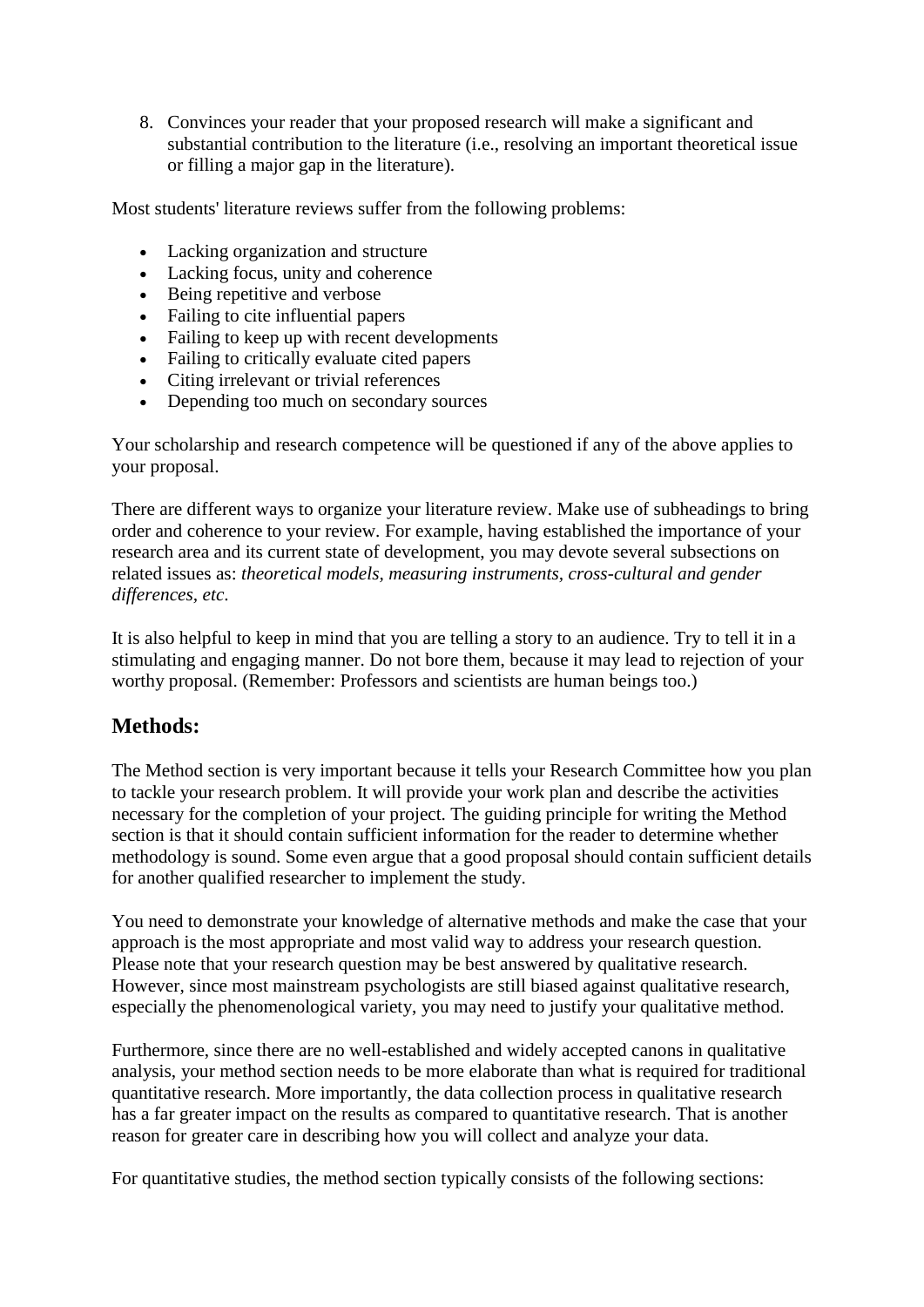8. Convinces your reader that your proposed research will make a significant and substantial contribution to the literature (i.e., resolving an important theoretical issue or filling a major gap in the literature).

Most students' literature reviews suffer from the following problems:

- Lacking organization and structure
- Lacking focus, unity and coherence
- Being repetitive and verbose
- Failing to cite influential papers
- Failing to keep up with recent developments
- Failing to critically evaluate cited papers
- Citing irrelevant or trivial references
- Depending too much on secondary sources

Your scholarship and research competence will be questioned if any of the above applies to your proposal.

There are different ways to organize your literature review. Make use of subheadings to bring order and coherence to your review. For example, having established the importance of your research area and its current state of development, you may devote several subsections on related issues as: *theoretical models, measuring instruments, cross-cultural and gender differences, etc*.

It is also helpful to keep in mind that you are telling a story to an audience. Try to tell it in a stimulating and engaging manner. Do not bore them, because it may lead to rejection of your worthy proposal. (Remember: Professors and scientists are human beings too.)

## Methods:

The Method section is very important because it tells your Research Committee how you plan to tackle your research problem. It will provide your work plan and describe the activities necessary for the completion of your project. The guiding principle for writing the Method section is that it should contain sufficient information for the reader to determine whether methodology is sound. Some even argue that a good proposal should contain sufficient details for another qualified researcher to implement the study.

You need to demonstrate your knowledge of alternative methods and make the case that your approach is the most appropriate and most valid way to address your research question. Please note that your research question may be best answered by qualitative research. However, since most mainstream psychologists are still biased against qualitative research, especially the phenomenological variety, you may need to justify your qualitative method.

Furthermore, since there are no well-established and widely accepted canons in qualitative analysis, your method section needs to be more elaborate than what is required for traditional quantitative research. More importantly, the data collection process in qualitative research has a far greater impact on the results as compared to quantitative research. That is another reason for greater care in describing how you will collect and analyze your data.

For quantitative studies, the method section typically consists of the following sections: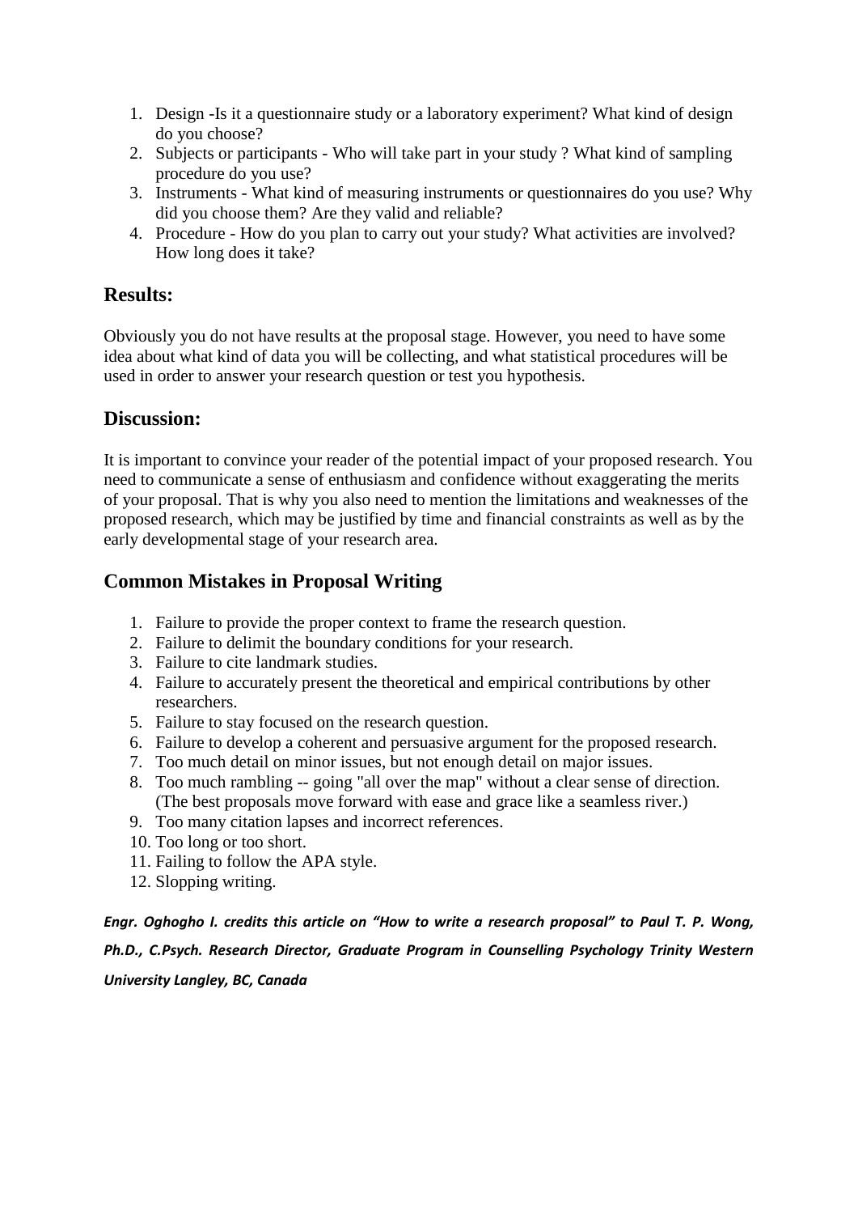1. Design -Is it a questionnaire study or a laboratory experiment? What kind of design do you choose?
2. Subjects or participants - Who will take part in your study ? What kind of sampling procedure do you use?
3. Instruments - What kind of measuring instruments or questionnaires do you use? Why did you choose them? Are they valid and reliable?
4. Procedure - How do you plan to carry out your study? What activities are involved? How long does it take?

## Results:

Obviously you do not have results at the proposal stage. However, you need to have some idea about what kind of data you will be collecting, and what statistical procedures will be used in order to answer your research question or test you hypothesis.

## Discussion:

It is important to convince your reader of the potential impact of your proposed research. You need to communicate a sense of enthusiasm and confidence without exaggerating the merits of your proposal. That is why you also need to mention the limitations and weaknesses of the proposed research, which may be justified by time and financial constraints as well as by the early developmental stage of your research area.

## Common Mistakes in Proposal Writing

1. Failure to provide the proper context to frame the research question.
2. Failure to delimit the boundary conditions for your research.
3. Failure to cite landmark studies.
4. Failure to accurately present the theoretical and empirical contributions by other researchers.
5. Failure to stay focused on the research question.
6. Failure to develop a coherent and persuasive argument for the proposed research.
7. Too much detail on minor issues, but not enough detail on major issues.
8. Too much rambling -- going "all over the map" without a clear sense of direction. (The best proposals move forward with ease and grace like a seamless river.)
9. Too many citation lapses and incorrect references.
10. Too long or too short.
11. Failing to follow the APA style.
12. Slopping writing.

***Engr. Oghogho I. credits this article on "How to write a research proposal" to Paul T. P. Wong, Ph.D., C.Psych. Research Director, Graduate Program in Counselling Psychology Trinity Western University Langley, BC, Canada***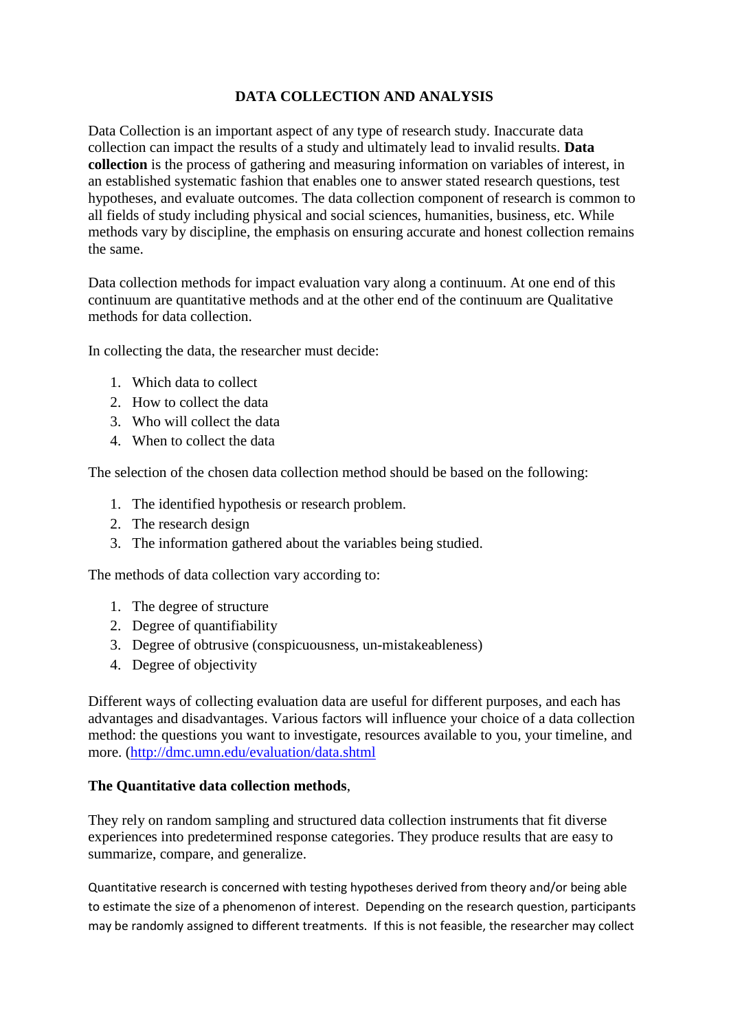# DATA COLLECTION AND ANALYSIS

Data Collection is an important aspect of any type of research study. Inaccurate data collection can impact the results of a study and ultimately lead to invalid results. **Data collection** is the process of gathering and measuring information on variables of interest, in an established systematic fashion that enables one to answer stated research questions, test hypotheses, and evaluate outcomes. The data collection component of research is common to all fields of study including physical and social sciences, humanities, business, etc. While methods vary by discipline, the emphasis on ensuring accurate and honest collection remains the same.

Data collection methods for impact evaluation vary along a continuum. At one end of this continuum are quantitative methods and at the other end of the continuum are Qualitative methods for data collection.

In collecting the data, the researcher must decide:

1. Which data to collect
2. How to collect the data
3. Who will collect the data
4. When to collect the data

The selection of the chosen data collection method should be based on the following:

1. The identified hypothesis or research problem.
2. The research design
3. The information gathered about the variables being studied.

The methods of data collection vary according to:

1. The degree of structure
2. Degree of quantifiability
3. Degree of obtrusive (conspicuousness, un-mistakeableness)
4. Degree of objectivity

Different ways of collecting evaluation data are useful for different purposes, and each has advantages and disadvantages. Various factors will influence your choice of a data collection method: the questions you want to investigate, resources available to you, your timeline, and more. (http://dmc.umn.edu/evaluation/data.shtml

**The Quantitative data collection methods**,

They rely on random sampling and structured data collection instruments that fit diverse experiences into predetermined response categories. They produce results that are easy to summarize, compare, and generalize.

Quantitative research is concerned with testing hypotheses derived from theory and/or being able to estimate the size of a phenomenon of interest. Depending on the research question, participants may be randomly assigned to different treatments. If this is not feasible, the researcher may collect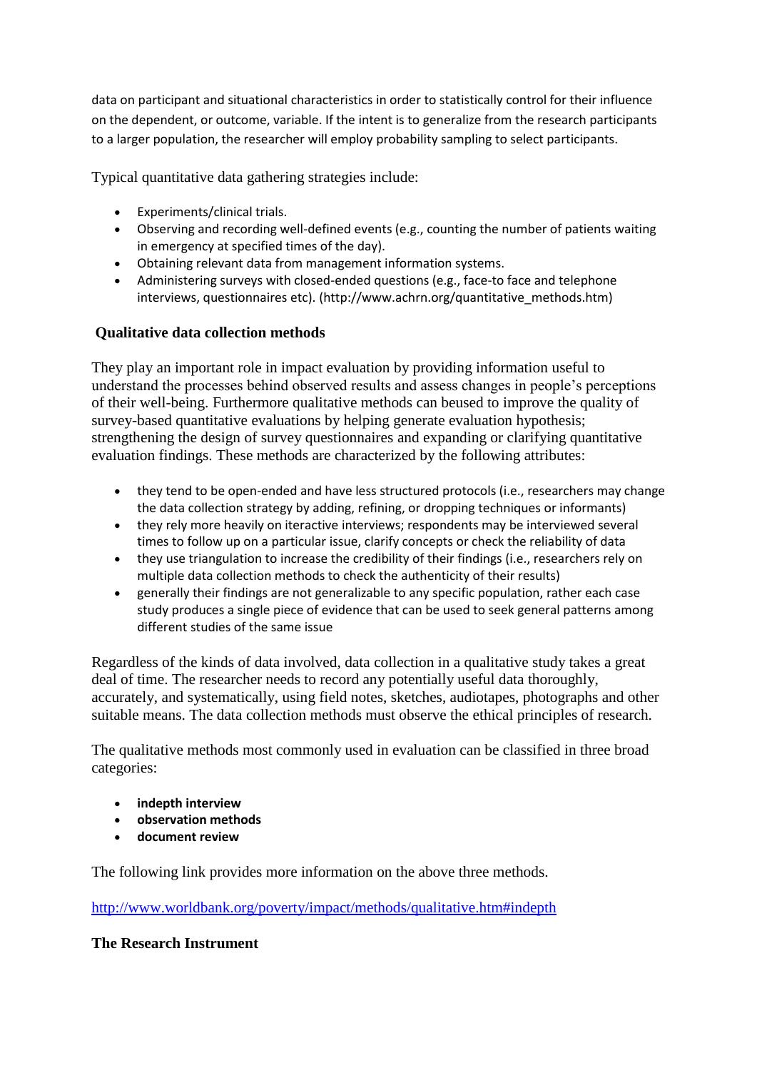data on participant and situational characteristics in order to statistically control for their influence on the dependent, or outcome, variable. If the intent is to generalize from the research participants to a larger population, the researcher will employ probability sampling to select participants.

Typical quantitative data gathering strategies include:

- Experiments/clinical trials.
- Observing and recording well-defined events (e.g., counting the number of patients waiting in emergency at specified times of the day).
- Obtaining relevant data from management information systems.
- Administering surveys with closed-ended questions (e.g., face-to face and telephone interviews, questionnaires etc). (http://www.achrn.org/quantitative_methods.htm)

**Qualitative data collection methods**

They play an important role in impact evaluation by providing information useful to understand the processes behind observed results and assess changes in people's perceptions of their well-being. Furthermore qualitative methods can beused to improve the quality of survey-based quantitative evaluations by helping generate evaluation hypothesis; strengthening the design of survey questionnaires and expanding or clarifying quantitative evaluation findings. These methods are characterized by the following attributes:

- they tend to be open-ended and have less structured protocols (i.e., researchers may change the data collection strategy by adding, refining, or dropping techniques or informants)
- they rely more heavily on iteractive interviews; respondents may be interviewed several times to follow up on a particular issue, clarify concepts or check the reliability of data
- they use triangulation to increase the credibility of their findings (i.e., researchers rely on multiple data collection methods to check the authenticity of their results)
- generally their findings are not generalizable to any specific population, rather each case study produces a single piece of evidence that can be used to seek general patterns among different studies of the same issue

Regardless of the kinds of data involved, data collection in a qualitative study takes a great deal of time. The researcher needs to record any potentially useful data thoroughly, accurately, and systematically, using field notes, sketches, audiotapes, photographs and other suitable means. The data collection methods must observe the ethical principles of research.

The qualitative methods most commonly used in evaluation can be classified in three broad categories:

- **indepth interview**
- **observation methods**
- **document review**

The following link provides more information on the above three methods.

http://www.worldbank.org/poverty/impact/methods/qualitative.htm#indepth

**The Research Instrument**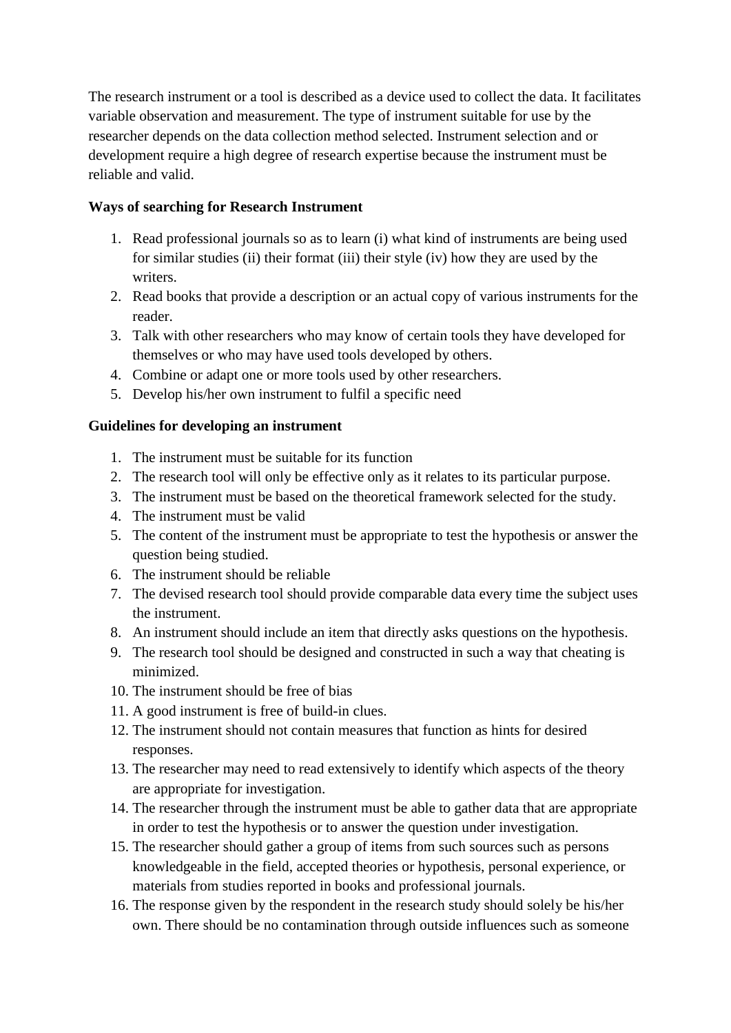The research instrument or a tool is described as a device used to collect the data. It facilitates variable observation and measurement. The type of instrument suitable for use by the researcher depends on the data collection method selected. Instrument selection and or development require a high degree of research expertise because the instrument must be reliable and valid.

**Ways of searching for Research Instrument**

1. Read professional journals so as to learn (i) what kind of instruments are being used for similar studies (ii) their format (iii) their style (iv) how they are used by the writers.
2. Read books that provide a description or an actual copy of various instruments for the reader.
3. Talk with other researchers who may know of certain tools they have developed for themselves or who may have used tools developed by others.
4. Combine or adapt one or more tools used by other researchers.
5. Develop his/her own instrument to fulfil a specific need

**Guidelines for developing an instrument**

1. The instrument must be suitable for its function
2. The research tool will only be effective only as it relates to its particular purpose.
3. The instrument must be based on the theoretical framework selected for the study.
4. The instrument must be valid
5. The content of the instrument must be appropriate to test the hypothesis or answer the question being studied.
6. The instrument should be reliable
7. The devised research tool should provide comparable data every time the subject uses the instrument.
8. An instrument should include an item that directly asks questions on the hypothesis.
9. The research tool should be designed and constructed in such a way that cheating is minimized.
10. The instrument should be free of bias
11. A good instrument is free of build-in clues.
12. The instrument should not contain measures that function as hints for desired responses.
13. The researcher may need to read extensively to identify which aspects of the theory are appropriate for investigation.
14. The researcher through the instrument must be able to gather data that are appropriate in order to test the hypothesis or to answer the question under investigation.
15. The researcher should gather a group of items from such sources such as persons knowledgeable in the field, accepted theories or hypothesis, personal experience, or materials from studies reported in books and professional journals.
16. The response given by the respondent in the research study should solely be his/her own. There should be no contamination through outside influences such as someone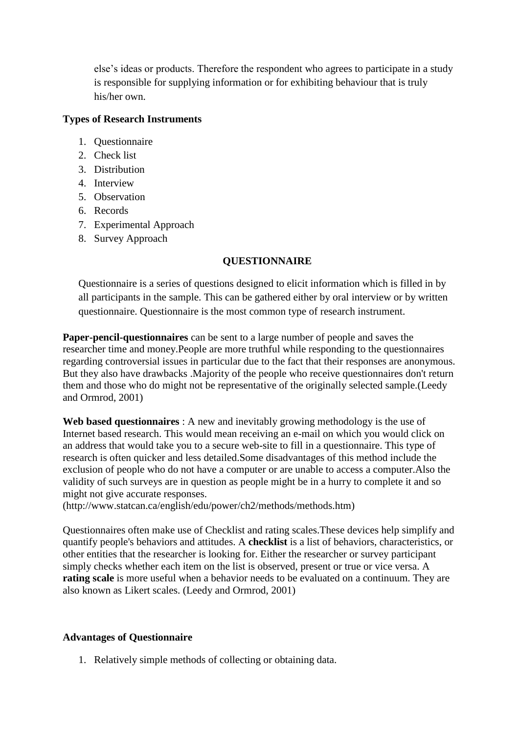else's ideas or products. Therefore the respondent who agrees to participate in a study is responsible for supplying information or for exhibiting behaviour that is truly his/her own.

**Types of Research Instruments**

1. Questionnaire
2. Check list
3. Distribution
4. Interview
5. Observation
6. Records
7. Experimental Approach
8. Survey Approach

**QUESTIONNAIRE**

Questionnaire is a series of questions designed to elicit information which is filled in by all participants in the sample. This can be gathered either by oral interview or by written questionnaire. Questionnaire is the most common type of research instrument.

**Paper-pencil-questionnaires** can be sent to a large number of people and saves the researcher time and money.People are more truthful while responding to the questionnaires regarding controversial issues in particular due to the fact that their responses are anonymous. But they also have drawbacks .Majority of the people who receive questionnaires don't return them and those who do might not be representative of the originally selected sample.(Leedy and Ormrod, 2001)

**Web based questionnaires** : A new and inevitably growing methodology is the use of Internet based research. This would mean receiving an e-mail on which you would click on an address that would take you to a secure web-site to fill in a questionnaire. This type of research is often quicker and less detailed.Some disadvantages of this method include the exclusion of people who do not have a computer or are unable to access a computer.Also the validity of such surveys are in question as people might be in a hurry to complete it and so might not give accurate responses.
(http://www.statcan.ca/english/edu/power/ch2/methods/methods.htm)

Questionnaires often make use of Checklist and rating scales.These devices help simplify and quantify people's behaviors and attitudes. A **checklist** is a list of behaviors, characteristics, or other entities that the researcher is looking for. Either the researcher or survey participant simply checks whether each item on the list is observed, present or true or vice versa. A **rating scale** is more useful when a behavior needs to be evaluated on a continuum. They are also known as Likert scales. (Leedy and Ormrod, 2001)

**Advantages of Questionnaire**

1. Relatively simple methods of collecting or obtaining data.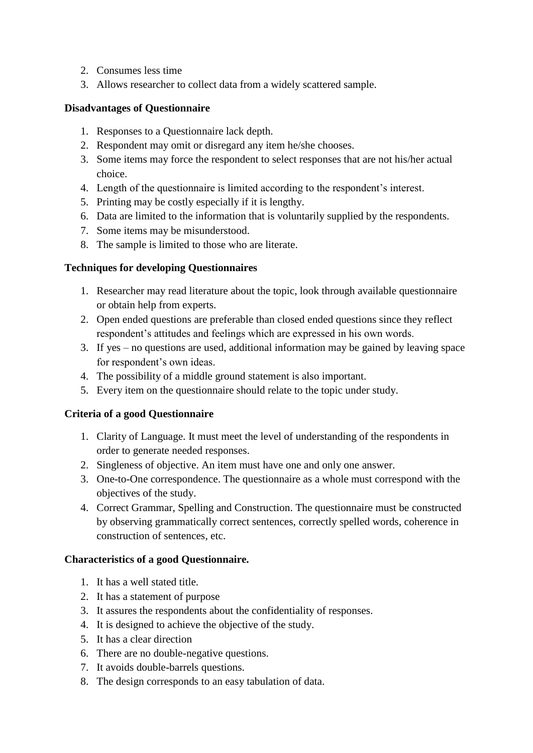2. Consumes less time
3. Allows researcher to collect data from a widely scattered sample.

**Disadvantages of Questionnaire**

1. Responses to a Questionnaire lack depth.
2. Respondent may omit or disregard any item he/she chooses.
3. Some items may force the respondent to select responses that are not his/her actual choice.
4. Length of the questionnaire is limited according to the respondent's interest.
5. Printing may be costly especially if it is lengthy.
6. Data are limited to the information that is voluntarily supplied by the respondents.
7. Some items may be misunderstood.
8. The sample is limited to those who are literate.

**Techniques for developing Questionnaires**

1. Researcher may read literature about the topic, look through available questionnaire or obtain help from experts.
2. Open ended questions are preferable than closed ended questions since they reflect respondent's attitudes and feelings which are expressed in his own words.
3. If yes – no questions are used, additional information may be gained by leaving space for respondent's own ideas.
4. The possibility of a middle ground statement is also important.
5. Every item on the questionnaire should relate to the topic under study.

**Criteria of a good Questionnaire**

1. Clarity of Language. It must meet the level of understanding of the respondents in order to generate needed responses.
2. Singleness of objective. An item must have one and only one answer.
3. One-to-One correspondence. The questionnaire as a whole must correspond with the objectives of the study.
4. Correct Grammar, Spelling and Construction. The questionnaire must be constructed by observing grammatically correct sentences, correctly spelled words, coherence in construction of sentences, etc.

**Characteristics of a good Questionnaire.**

1. It has a well stated title.
2. It has a statement of purpose
3. It assures the respondents about the confidentiality of responses.
4. It is designed to achieve the objective of the study.
5. It has a clear direction
6. There are no double-negative questions.
7. It avoids double-barrels questions.
8. The design corresponds to an easy tabulation of data.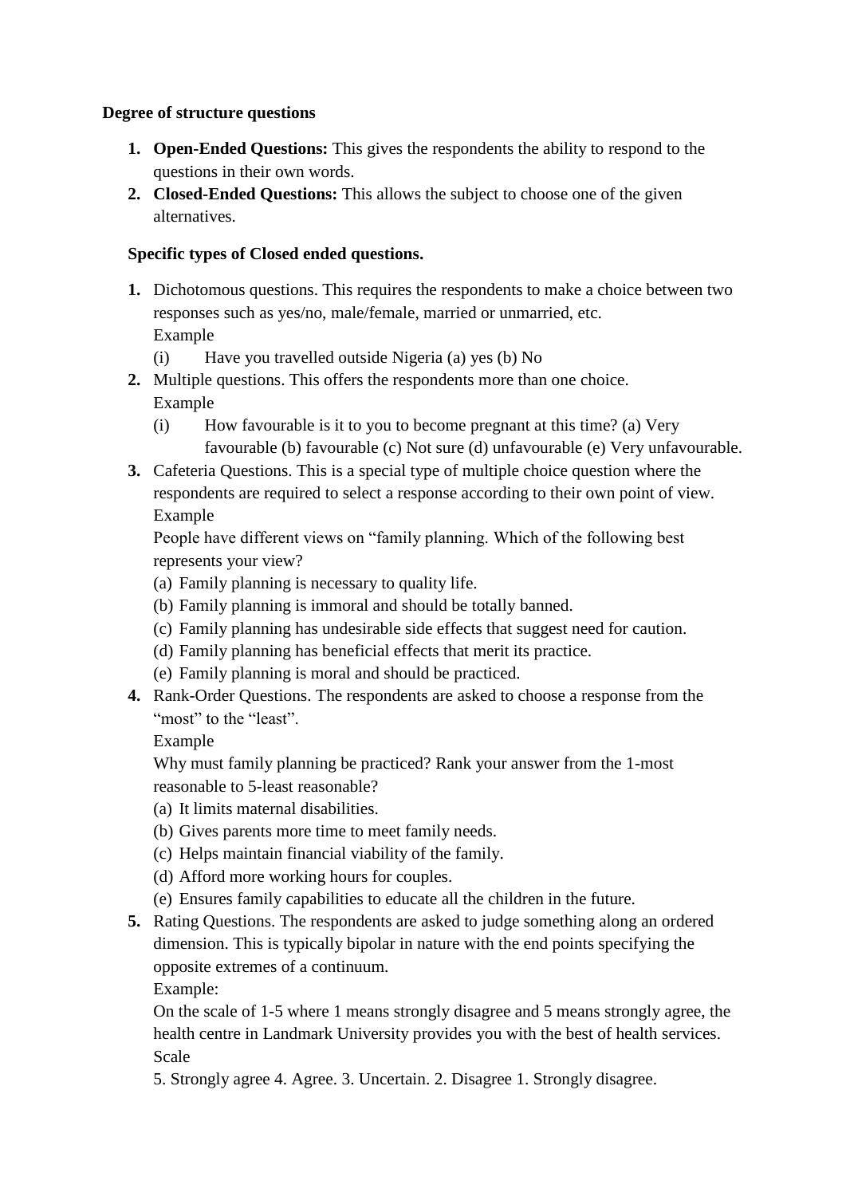**Degree of structure questions**

1. **Open-Ended Questions:** This gives the respondents the ability to respond to the questions in their own words.
2. **Closed-Ended Questions:** This allows the subject to choose one of the given alternatives.

**Specific types of Closed ended questions.**

1. Dichotomous questions. This requires the respondents to make a choice between two responses such as yes/no, male/female, married or unmarried, etc.
   Example
   (i) Have you travelled outside Nigeria (a) yes (b) No
2. Multiple questions. This offers the respondents more than one choice.
   Example
   (i) How favourable is it to you to become pregnant at this time? (a) Very favourable (b) favourable (c) Not sure (d) unfavourable (e) Very unfavourable.
3. Cafeteria Questions. This is a special type of multiple choice question where the respondents are required to select a response according to their own point of view.
   Example
   People have different views on "family planning. Which of the following best represents your view?
   (a) Family planning is necessary to quality life.
   (b) Family planning is immoral and should be totally banned.
   (c) Family planning has undesirable side effects that suggest need for caution.
   (d) Family planning has beneficial effects that merit its practice.
   (e) Family planning is moral and should be practiced.
4. Rank-Order Questions. The respondents are asked to choose a response from the "most" to the "least".
   Example
   Why must family planning be practiced? Rank your answer from the 1-most reasonable to 5-least reasonable?
   (a) It limits maternal disabilities.
   (b) Gives parents more time to meet family needs.
   (c) Helps maintain financial viability of the family.
   (d) Afford more working hours for couples.
   (e) Ensures family capabilities to educate all the children in the future.
5. Rating Questions. The respondents are asked to judge something along an ordered dimension. This is typically bipolar in nature with the end points specifying the opposite extremes of a continuum.
   Example:
   On the scale of 1-5 where 1 means strongly disagree and 5 means strongly agree, the health centre in Landmark University provides you with the best of health services.
   Scale
   5. Strongly agree 4. Agree. 3. Uncertain. 2. Disagree 1. Strongly disagree.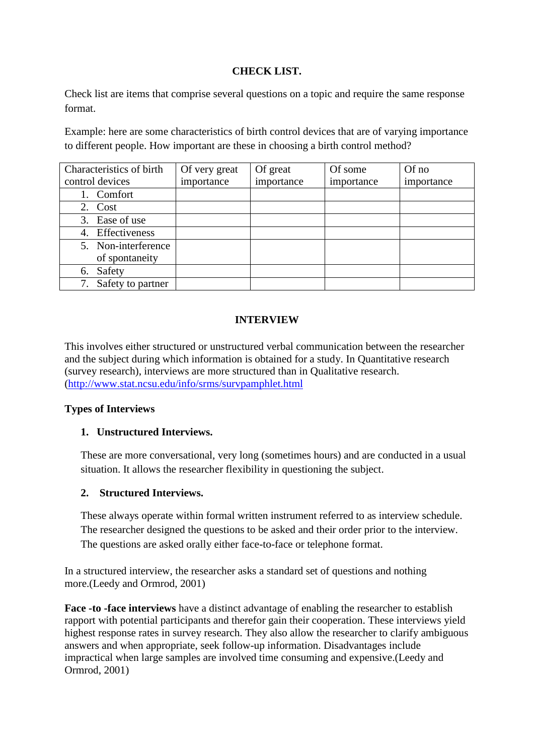## CHECK LIST.

Check list are items that comprise several questions on a topic and require the same response format.

Example: here are some characteristics of birth control devices that are of varying importance to different people. How important are these in choosing a birth control method?

| Characteristics of birth control devices | Of very great importance | Of great importance | Of some importance | Of no importance |
|---|---|---|---|---|
| 1. Comfort | | | | |
| 2. Cost | | | | |
| 3. Ease of use | | | | |
| 4. Effectiveness | | | | |
| 5. Non-interference of spontaneity | | | | |
| 6. Safety | | | | |
| 7. Safety to partner | | | | |

## INTERVIEW

This involves either structured or unstructured verbal communication between the researcher and the subject during which information is obtained for a study. In Quantitative research (survey research), interviews are more structured than in Qualitative research. (http://www.stat.ncsu.edu/info/srms/survpamphlet.html

**Types of Interviews**

1. **Unstructured Interviews.**

   These are more conversational, very long (sometimes hours) and are conducted in a usual situation. It allows the researcher flexibility in questioning the subject.

2. **Structured Interviews.**

   These always operate within formal written instrument referred to as interview schedule. The researcher designed the questions to be asked and their order prior to the interview. The questions are asked orally either face-to-face or telephone format.

In a structured interview, the researcher asks a standard set of questions and nothing more.(Leedy and Ormrod, 2001)

**Face -to -face interviews** have a distinct advantage of enabling the researcher to establish rapport with potential participants and therefor gain their cooperation. These interviews yield highest response rates in survey research. They also allow the researcher to clarify ambiguous answers and when appropriate, seek follow-up information. Disadvantages include impractical when large samples are involved time consuming and expensive.(Leedy and Ormrod, 2001)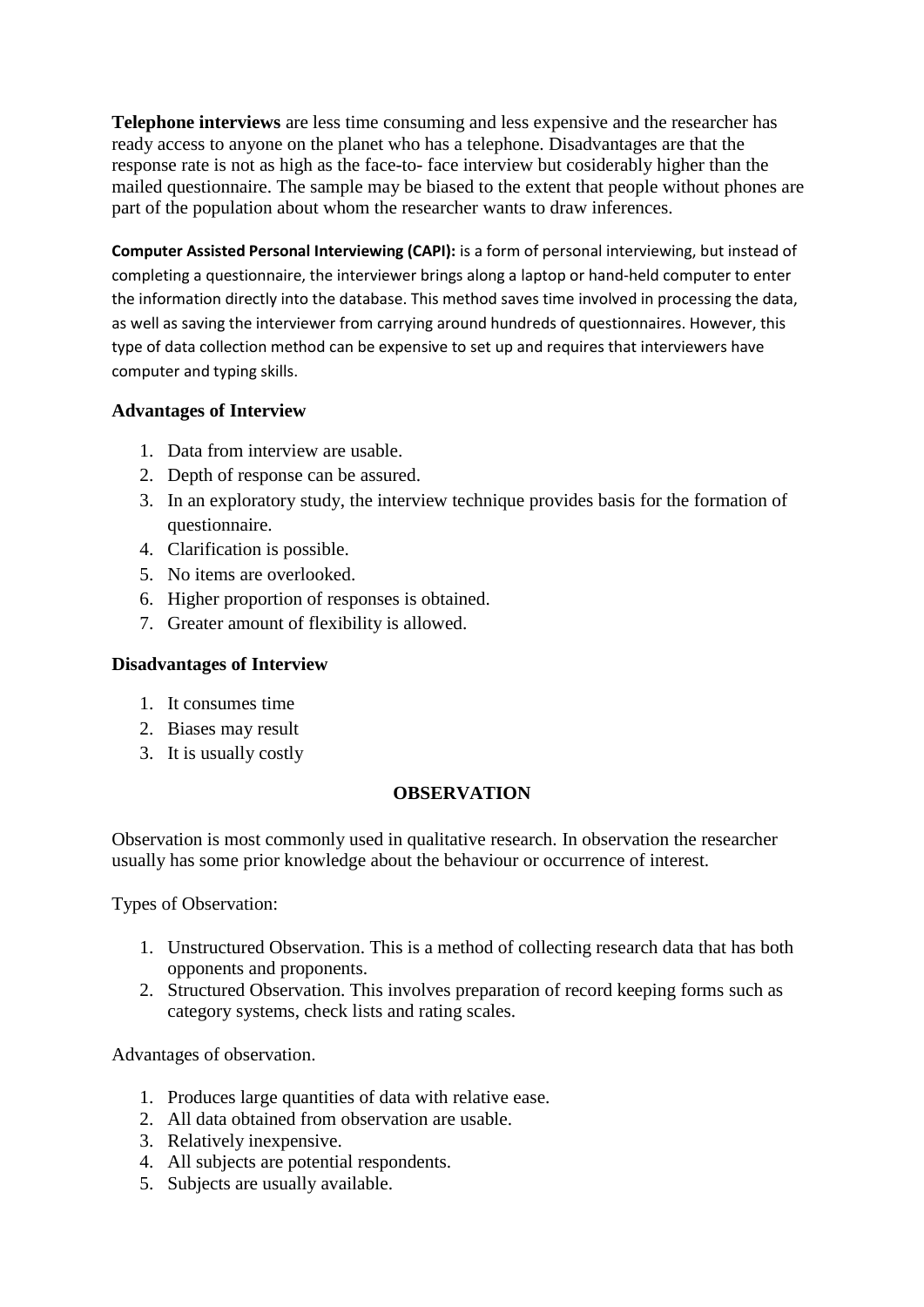**Telephone interviews** are less time consuming and less expensive and the researcher has ready access to anyone on the planet who has a telephone. Disadvantages are that the response rate is not as high as the face-to- face interview but cosiderably higher than the mailed questionnaire. The sample may be biased to the extent that people without phones are part of the population about whom the researcher wants to draw inferences.

**Computer Assisted Personal Interviewing (CAPI):** is a form of personal interviewing, but instead of completing a questionnaire, the interviewer brings along a laptop or hand-held computer to enter the information directly into the database. This method saves time involved in processing the data, as well as saving the interviewer from carrying around hundreds of questionnaires. However, this type of data collection method can be expensive to set up and requires that interviewers have computer and typing skills.

### Advantages of Interview

1. Data from interview are usable.
2. Depth of response can be assured.
3. In an exploratory study, the interview technique provides basis for the formation of questionnaire.
4. Clarification is possible.
5. No items are overlooked.
6. Higher proportion of responses is obtained.
7. Greater amount of flexibility is allowed.

### Disadvantages of Interview

1. It consumes time
2. Biases may result
3. It is usually costly

## OBSERVATION

Observation is most commonly used in qualitative research. In observation the researcher usually has some prior knowledge about the behaviour or occurrence of interest.

Types of Observation:

1. Unstructured Observation. This is a method of collecting research data that has both opponents and proponents.
2. Structured Observation. This involves preparation of record keeping forms such as category systems, check lists and rating scales.

Advantages of observation.

1. Produces large quantities of data with relative ease.
2. All data obtained from observation are usable.
3. Relatively inexpensive.
4. All subjects are potential respondents.
5. Subjects are usually available.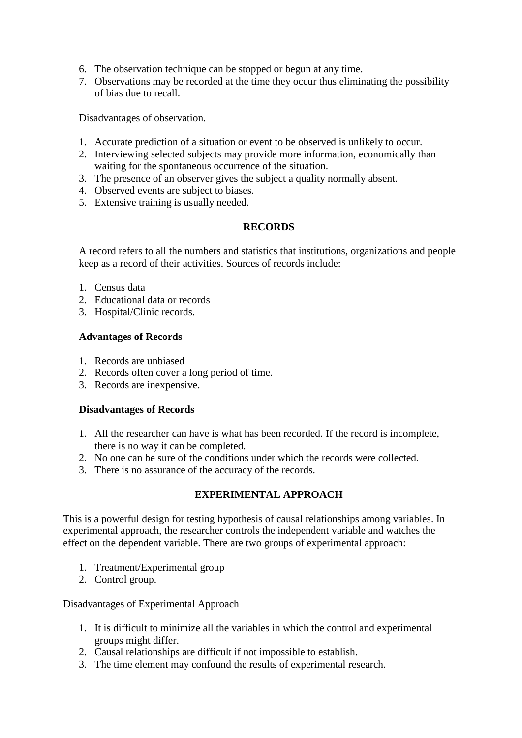6. The observation technique can be stopped or begun at any time.
7. Observations may be recorded at the time they occur thus eliminating the possibility of bias due to recall.

Disadvantages of observation.

1. Accurate prediction of a situation or event to be observed is unlikely to occur.
2. Interviewing selected subjects may provide more information, economically than waiting for the spontaneous occurrence of the situation.
3. The presence of an observer gives the subject a quality normally absent.
4. Observed events are subject to biases.
5. Extensive training is usually needed.

## RECORDS

A record refers to all the numbers and statistics that institutions, organizations and people keep as a record of their activities. Sources of records include:

1. Census data
2. Educational data or records
3. Hospital/Clinic records.

**Advantages of Records**

1. Records are unbiased
2. Records often cover a long period of time.
3. Records are inexpensive.

**Disadvantages of Records**

1. All the researcher can have is what has been recorded. If the record is incomplete, there is no way it can be completed.
2. No one can be sure of the conditions under which the records were collected.
3. There is no assurance of the accuracy of the records.

## EXPERIMENTAL APPROACH

This is a powerful design for testing hypothesis of causal relationships among variables. In experimental approach, the researcher controls the independent variable and watches the effect on the dependent variable. There are two groups of experimental approach:

1. Treatment/Experimental group
2. Control group.

Disadvantages of Experimental Approach

1. It is difficult to minimize all the variables in which the control and experimental groups might differ.
2. Causal relationships are difficult if not impossible to establish.
3. The time element may confound the results of experimental research.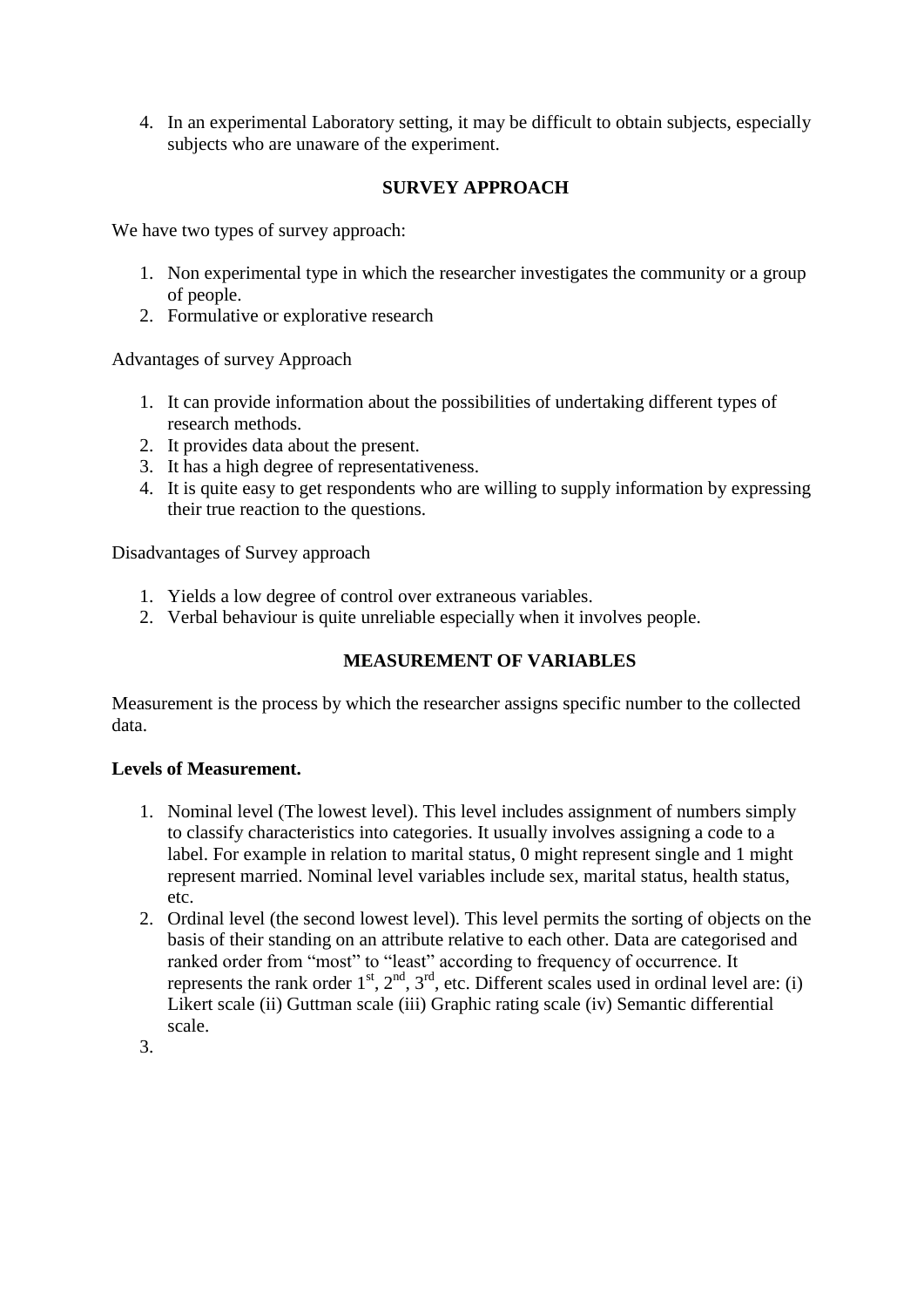4. In an experimental Laboratory setting, it may be difficult to obtain subjects, especially subjects who are unaware of the experiment.

## SURVEY APPROACH

We have two types of survey approach:

1. Non experimental type in which the researcher investigates the community or a group of people.
2. Formulative or explorative research

Advantages of survey Approach

1. It can provide information about the possibilities of undertaking different types of research methods.
2. It provides data about the present.
3. It has a high degree of representativeness.
4. It is quite easy to get respondents who are willing to supply information by expressing their true reaction to the questions.

Disadvantages of Survey approach

1. Yields a low degree of control over extraneous variables.
2. Verbal behaviour is quite unreliable especially when it involves people.

## MEASUREMENT OF VARIABLES

Measurement is the process by which the researcher assigns specific number to the collected data.

**Levels of Measurement.**

1. Nominal level (The lowest level). This level includes assignment of numbers simply to classify characteristics into categories. It usually involves assigning a code to a label. For example in relation to marital status, 0 might represent single and 1 might represent married. Nominal level variables include sex, marital status, health status, etc.
2. Ordinal level (the second lowest level). This level permits the sorting of objects on the basis of their standing on an attribute relative to each other. Data are categorised and ranked order from "most" to "least" according to frequency of occurrence. It represents the rank order 1$^{st}$, 2$^{nd}$, 3$^{rd}$, etc. Different scales used in ordinal level are: (i) Likert scale (ii) Guttman scale (iii) Graphic rating scale (iv) Semantic differential scale.
3.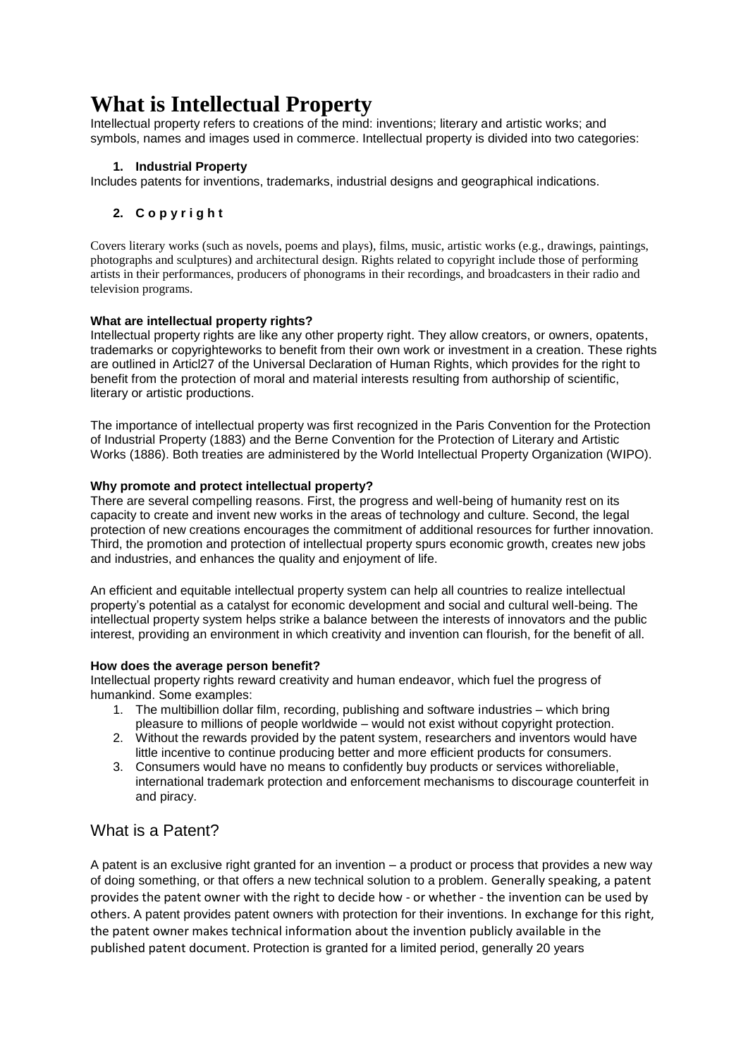# What is Intellectual Property

Intellectual property refers to creations of the mind: inventions; literary and artistic works; and symbols, names and images used in commerce. Intellectual property is divided into two categories:

1. **Industrial Property**

Includes patents for inventions, trademarks, industrial designs and geographical indications.

2. **C o p y r i g h t**

Covers literary works (such as novels, poems and plays), films, music, artistic works (e.g., drawings, paintings, photographs and sculptures) and architectural design. Rights related to copyright include those of performing artists in their performances, producers of phonograms in their recordings, and broadcasters in their radio and television programs.

**What are intellectual property rights?**

Intellectual property rights are like any other property right. They allow creators, or owners, opatents, trademarks or copyrighteworks to benefit from their own work or investment in a creation. These rights are outlined in Articl27 of the Universal Declaration of Human Rights, which provides for the right to benefit from the protection of moral and material interests resulting from authorship of scientific, literary or artistic productions.

The importance of intellectual property was first recognized in the Paris Convention for the Protection of Industrial Property (1883) and the Berne Convention for the Protection of Literary and Artistic Works (1886). Both treaties are administered by the World Intellectual Property Organization (WIPO).

**Why promote and protect intellectual property?**

There are several compelling reasons. First, the progress and well-being of humanity rest on its capacity to create and invent new works in the areas of technology and culture. Second, the legal protection of new creations encourages the commitment of additional resources for further innovation. Third, the promotion and protection of intellectual property spurs economic growth, creates new jobs and industries, and enhances the quality and enjoyment of life.

An efficient and equitable intellectual property system can help all countries to realize intellectual property's potential as a catalyst for economic development and social and cultural well-being. The intellectual property system helps strike a balance between the interests of innovators and the public interest, providing an environment in which creativity and invention can flourish, for the benefit of all.

**How does the average person benefit?**

Intellectual property rights reward creativity and human endeavor, which fuel the progress of humankind. Some examples:

1. The multibillion dollar film, recording, publishing and software industries – which bring pleasure to millions of people worldwide – would not exist without copyright protection.
2. Without the rewards provided by the patent system, researchers and inventors would have little incentive to continue producing better and more efficient products for consumers.
3. Consumers would have no means to confidently buy products or services withoreliable, international trademark protection and enforcement mechanisms to discourage counterfeit in and piracy.

## What is a Patent?

A patent is an exclusive right granted for an invention – a product or process that provides a new way of doing something, or that offers a new technical solution to a problem. Generally speaking, a patent provides the patent owner with the right to decide how - or whether - the invention can be used by others. A patent provides patent owners with protection for their inventions. In exchange for this right, the patent owner makes technical information about the invention publicly available in the published patent document. Protection is granted for a limited period, generally 20 years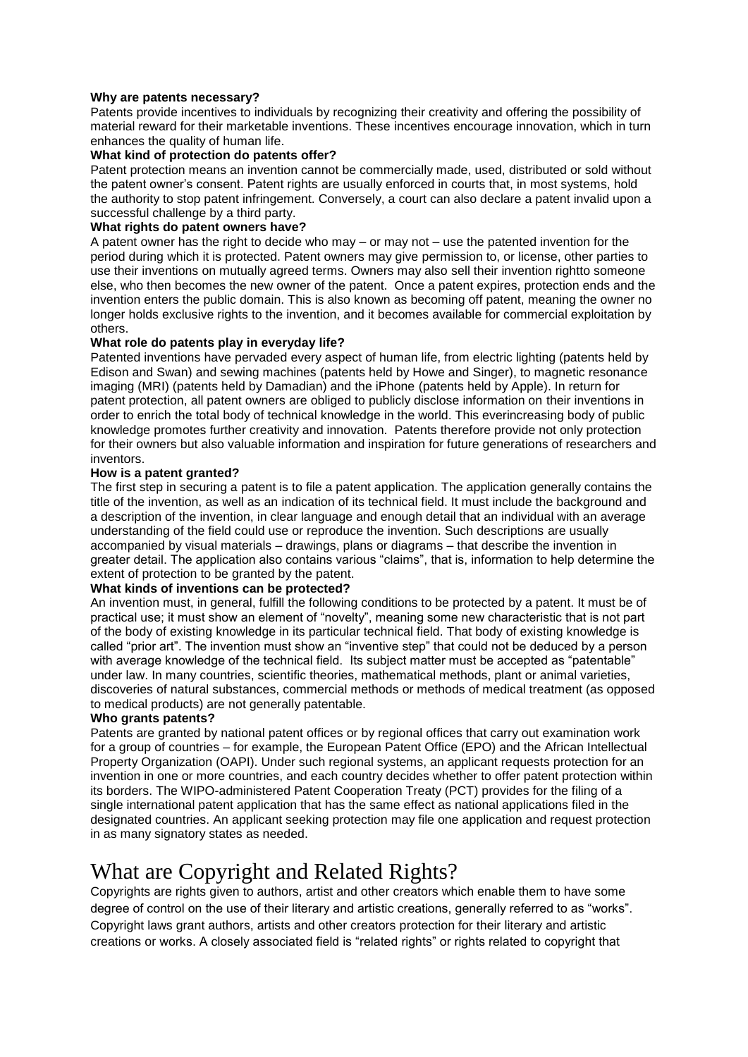**Why are patents necessary?**

Patents provide incentives to individuals by recognizing their creativity and offering the possibility of material reward for their marketable inventions. These incentives encourage innovation, which in turn enhances the quality of human life.

**What kind of protection do patents offer?**

Patent protection means an invention cannot be commercially made, used, distributed or sold without the patent owner's consent. Patent rights are usually enforced in courts that, in most systems, hold the authority to stop patent infringement. Conversely, a court can also declare a patent invalid upon a successful challenge by a third party.

**What rights do patent owners have?**

A patent owner has the right to decide who may – or may not – use the patented invention for the period during which it is protected. Patent owners may give permission to, or license, other parties to use their inventions on mutually agreed terms. Owners may also sell their invention rightto someone else, who then becomes the new owner of the patent. Once a patent expires, protection ends and the invention enters the public domain. This is also known as becoming off patent, meaning the owner no longer holds exclusive rights to the invention, and it becomes available for commercial exploitation by others.

**What role do patents play in everyday life?**

Patented inventions have pervaded every aspect of human life, from electric lighting (patents held by Edison and Swan) and sewing machines (patents held by Howe and Singer), to magnetic resonance imaging (MRI) (patents held by Damadian) and the iPhone (patents held by Apple). In return for patent protection, all patent owners are obliged to publicly disclose information on their inventions in order to enrich the total body of technical knowledge in the world. This everincreasing body of public knowledge promotes further creativity and innovation. Patents therefore provide not only protection for their owners but also valuable information and inspiration for future generations of researchers and inventors.

**How is a patent granted?**

The first step in securing a patent is to file a patent application. The application generally contains the title of the invention, as well as an indication of its technical field. It must include the background and a description of the invention, in clear language and enough detail that an individual with an average understanding of the field could use or reproduce the invention. Such descriptions are usually accompanied by visual materials – drawings, plans or diagrams – that describe the invention in greater detail. The application also contains various "claims", that is, information to help determine the extent of protection to be granted by the patent.

**What kinds of inventions can be protected?**

An invention must, in general, fulfill the following conditions to be protected by a patent. It must be of practical use; it must show an element of "novelty", meaning some new characteristic that is not part of the body of existing knowledge in its particular technical field. That body of existing knowledge is called "prior art". The invention must show an "inventive step" that could not be deduced by a person with average knowledge of the technical field. Its subject matter must be accepted as "patentable" under law. In many countries, scientific theories, mathematical methods, plant or animal varieties, discoveries of natural substances, commercial methods or methods of medical treatment (as opposed to medical products) are not generally patentable.

**Who grants patents?**

Patents are granted by national patent offices or by regional offices that carry out examination work for a group of countries – for example, the European Patent Office (EPO) and the African Intellectual Property Organization (OAPI). Under such regional systems, an applicant requests protection for an invention in one or more countries, and each country decides whether to offer patent protection within its borders. The WIPO-administered Patent Cooperation Treaty (PCT) provides for the filing of a single international patent application that has the same effect as national applications filed in the designated countries. An applicant seeking protection may file one application and request protection in as many signatory states as needed.

# What are Copyright and Related Rights?

Copyrights are rights given to authors, artist and other creators which enable them to have some degree of control on the use of their literary and artistic creations, generally referred to as "works". Copyright laws grant authors, artists and other creators protection for their literary and artistic creations or works. A closely associated field is "related rights" or rights related to copyright that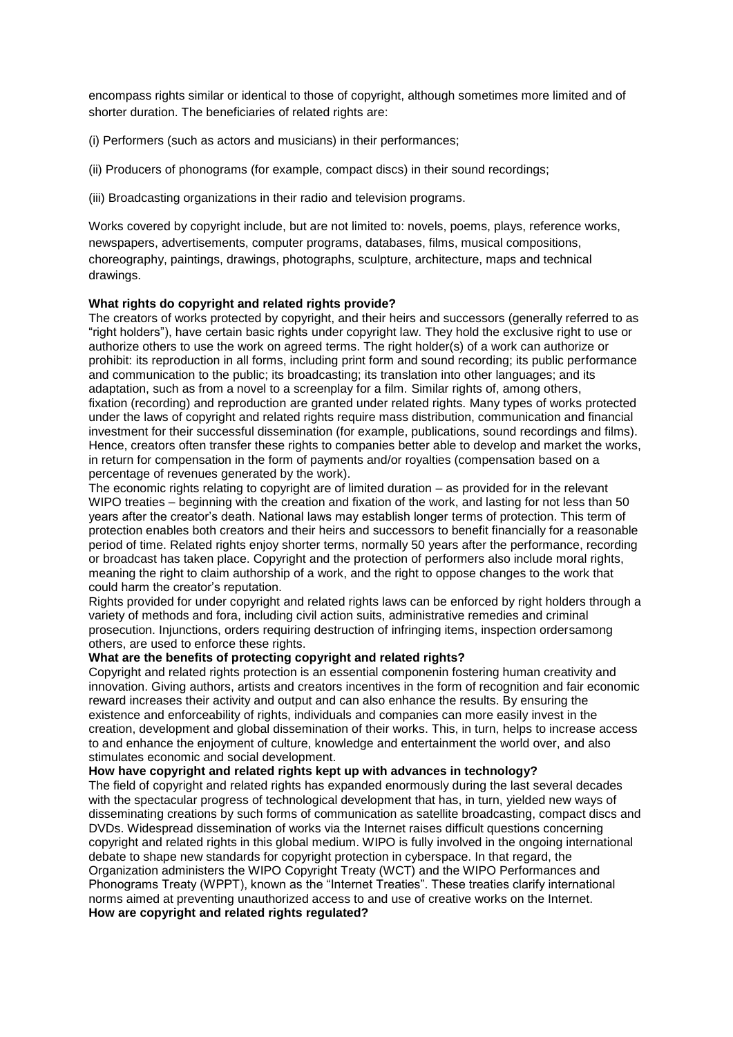encompass rights similar or identical to those of copyright, although sometimes more limited and of shorter duration. The beneficiaries of related rights are:

(i) Performers (such as actors and musicians) in their performances;

(ii) Producers of phonograms (for example, compact discs) in their sound recordings;

(iii) Broadcasting organizations in their radio and television programs.

Works covered by copyright include, but are not limited to: novels, poems, plays, reference works, newspapers, advertisements, computer programs, databases, films, musical compositions, choreography, paintings, drawings, photographs, sculpture, architecture, maps and technical drawings.

**What rights do copyright and related rights provide?**

The creators of works protected by copyright, and their heirs and successors (generally referred to as "right holders"), have certain basic rights under copyright law. They hold the exclusive right to use or authorize others to use the work on agreed terms. The right holder(s) of a work can authorize or prohibit: its reproduction in all forms, including print form and sound recording; its public performance and communication to the public; its broadcasting; its translation into other languages; and its adaptation, such as from a novel to a screenplay for a film. Similar rights of, among others, fixation (recording) and reproduction are granted under related rights. Many types of works protected under the laws of copyright and related rights require mass distribution, communication and financial investment for their successful dissemination (for example, publications, sound recordings and films). Hence, creators often transfer these rights to companies better able to develop and market the works, in return for compensation in the form of payments and/or royalties (compensation based on a percentage of revenues generated by the work).

The economic rights relating to copyright are of limited duration – as provided for in the relevant WIPO treaties – beginning with the creation and fixation of the work, and lasting for not less than 50 years after the creator's death. National laws may establish longer terms of protection. This term of protection enables both creators and their heirs and successors to benefit financially for a reasonable period of time. Related rights enjoy shorter terms, normally 50 years after the performance, recording or broadcast has taken place. Copyright and the protection of performers also include moral rights, meaning the right to claim authorship of a work, and the right to oppose changes to the work that could harm the creator's reputation.

Rights provided for under copyright and related rights laws can be enforced by right holders through a variety of methods and fora, including civil action suits, administrative remedies and criminal prosecution. Injunctions, orders requiring destruction of infringing items, inspection ordersamong others, are used to enforce these rights.

**What are the benefits of protecting copyright and related rights?**

Copyright and related rights protection is an essential componenin fostering human creativity and innovation. Giving authors, artists and creators incentives in the form of recognition and fair economic reward increases their activity and output and can also enhance the results. By ensuring the existence and enforceability of rights, individuals and companies can more easily invest in the creation, development and global dissemination of their works. This, in turn, helps to increase access to and enhance the enjoyment of culture, knowledge and entertainment the world over, and also stimulates economic and social development.

**How have copyright and related rights kept up with advances in technology?**

The field of copyright and related rights has expanded enormously during the last several decades with the spectacular progress of technological development that has, in turn, yielded new ways of disseminating creations by such forms of communication as satellite broadcasting, compact discs and DVDs. Widespread dissemination of works via the Internet raises difficult questions concerning copyright and related rights in this global medium. WIPO is fully involved in the ongoing international debate to shape new standards for copyright protection in cyberspace. In that regard, the Organization administers the WIPO Copyright Treaty (WCT) and the WIPO Performances and Phonograms Treaty (WPPT), known as the "Internet Treaties". These treaties clarify international norms aimed at preventing unauthorized access to and use of creative works on the Internet.

**How are copyright and related rights regulated?**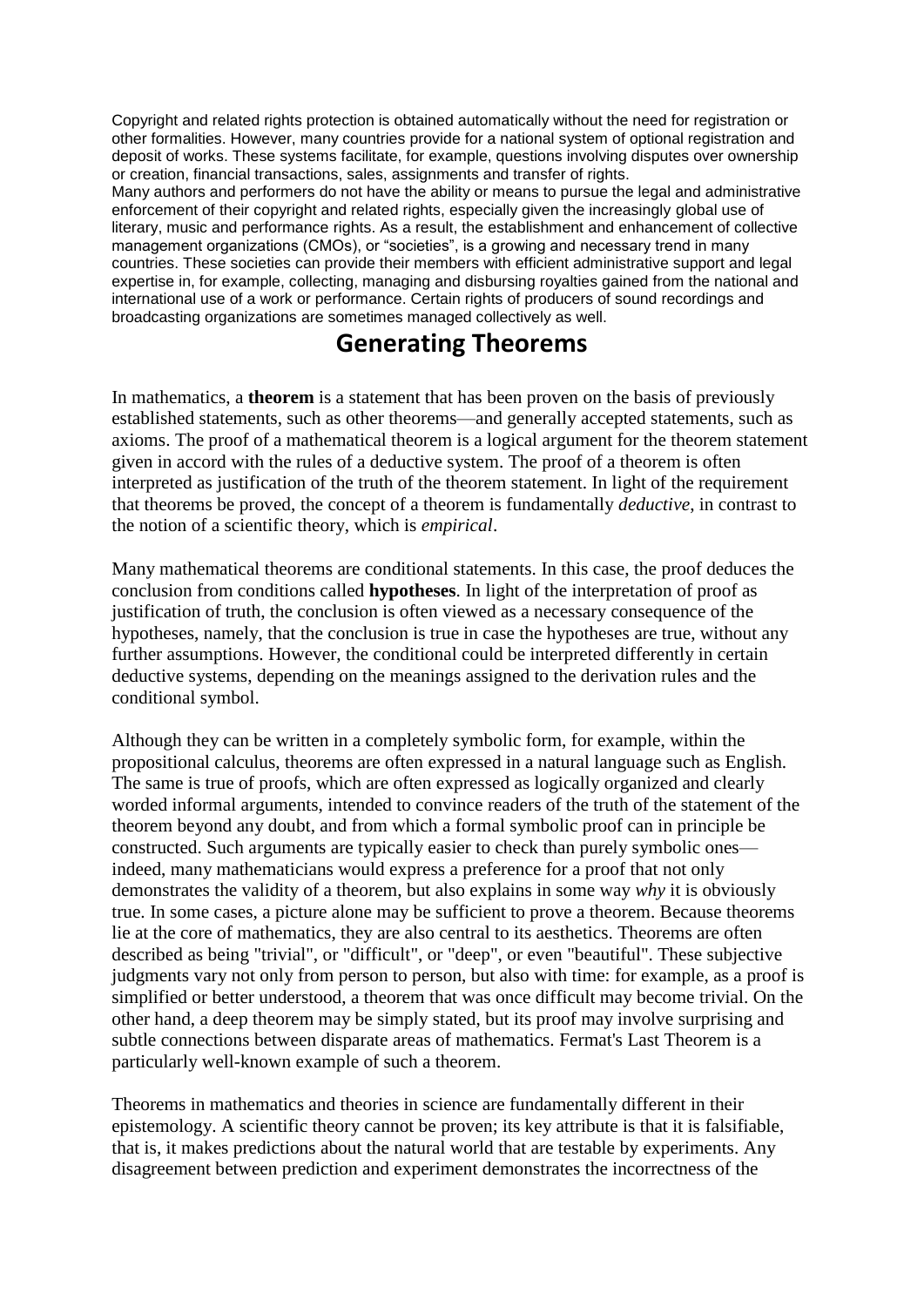Copyright and related rights protection is obtained automatically without the need for registration or other formalities. However, many countries provide for a national system of optional registration and deposit of works. These systems facilitate, for example, questions involving disputes over ownership or creation, financial transactions, sales, assignments and transfer of rights.
Many authors and performers do not have the ability or means to pursue the legal and administrative enforcement of their copyright and related rights, especially given the increasingly global use of literary, music and performance rights. As a result, the establishment and enhancement of collective management organizations (CMOs), or "societies", is a growing and necessary trend in many countries. These societies can provide their members with efficient administrative support and legal expertise in, for example, collecting, managing and disbursing royalties gained from the national and international use of a work or performance. Certain rights of producers of sound recordings and broadcasting organizations are sometimes managed collectively as well.

# Generating Theorems

In mathematics, a **theorem** is a statement that has been proven on the basis of previously established statements, such as other theorems—and generally accepted statements, such as axioms. The proof of a mathematical theorem is a logical argument for the theorem statement given in accord with the rules of a deductive system. The proof of a theorem is often interpreted as justification of the truth of the theorem statement. In light of the requirement that theorems be proved, the concept of a theorem is fundamentally *deductive*, in contrast to the notion of a scientific theory, which is *empirical*.

Many mathematical theorems are conditional statements. In this case, the proof deduces the conclusion from conditions called **hypotheses**. In light of the interpretation of proof as justification of truth, the conclusion is often viewed as a necessary consequence of the hypotheses, namely, that the conclusion is true in case the hypotheses are true, without any further assumptions. However, the conditional could be interpreted differently in certain deductive systems, depending on the meanings assigned to the derivation rules and the conditional symbol.

Although they can be written in a completely symbolic form, for example, within the propositional calculus, theorems are often expressed in a natural language such as English. The same is true of proofs, which are often expressed as logically organized and clearly worded informal arguments, intended to convince readers of the truth of the statement of the theorem beyond any doubt, and from which a formal symbolic proof can in principle be constructed. Such arguments are typically easier to check than purely symbolic ones—indeed, many mathematicians would express a preference for a proof that not only demonstrates the validity of a theorem, but also explains in some way *why* it is obviously true. In some cases, a picture alone may be sufficient to prove a theorem. Because theorems lie at the core of mathematics, they are also central to its aesthetics. Theorems are often described as being "trivial", or "difficult", or "deep", or even "beautiful". These subjective judgments vary not only from person to person, but also with time: for example, as a proof is simplified or better understood, a theorem that was once difficult may become trivial. On the other hand, a deep theorem may be simply stated, but its proof may involve surprising and subtle connections between disparate areas of mathematics. Fermat's Last Theorem is a particularly well-known example of such a theorem.

Theorems in mathematics and theories in science are fundamentally different in their epistemology. A scientific theory cannot be proven; its key attribute is that it is falsifiable, that is, it makes predictions about the natural world that are testable by experiments. Any disagreement between prediction and experiment demonstrates the incorrectness of the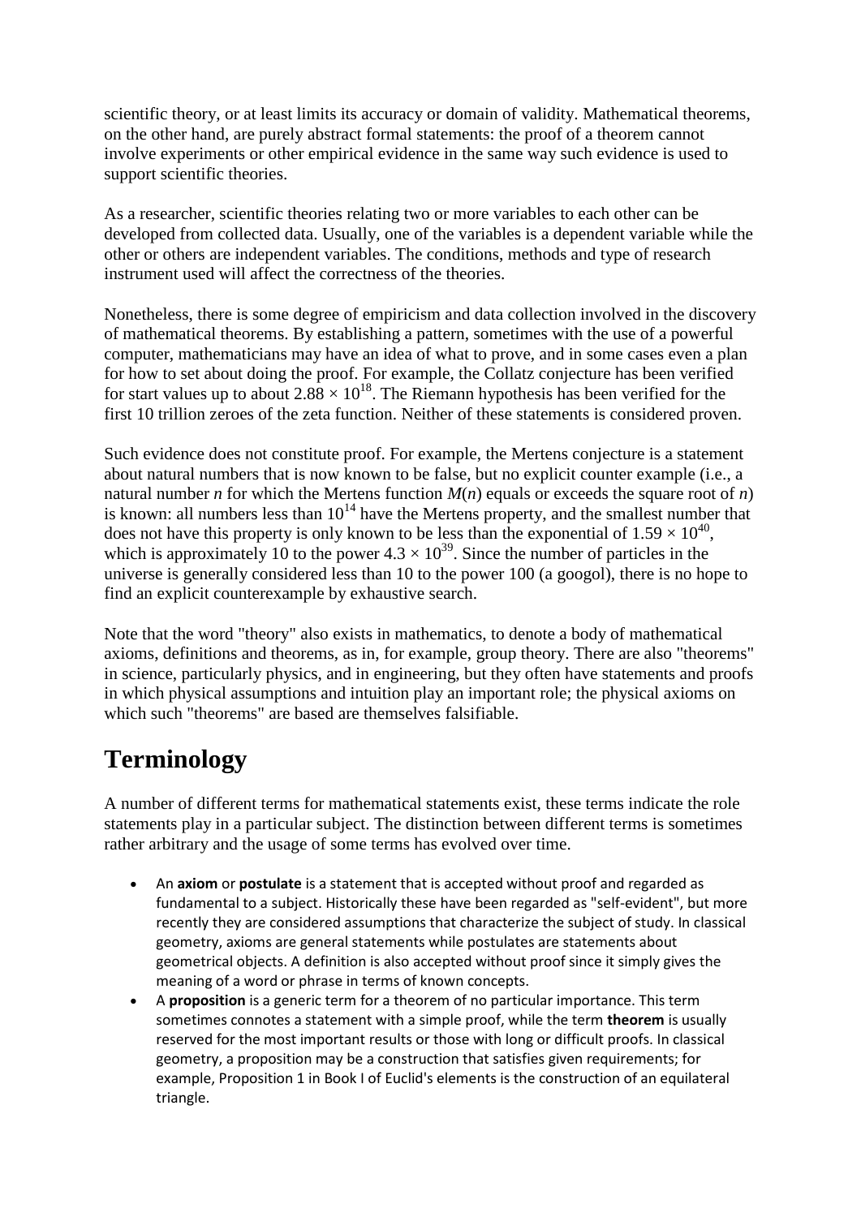scientific theory, or at least limits its accuracy or domain of validity. Mathematical theorems, on the other hand, are purely abstract formal statements: the proof of a theorem cannot involve experiments or other empirical evidence in the same way such evidence is used to support scientific theories.

As a researcher, scientific theories relating two or more variables to each other can be developed from collected data. Usually, one of the variables is a dependent variable while the other or others are independent variables. The conditions, methods and type of research instrument used will affect the correctness of the theories.

Nonetheless, there is some degree of empiricism and data collection involved in the discovery of mathematical theorems. By establishing a pattern, sometimes with the use of a powerful computer, mathematicians may have an idea of what to prove, and in some cases even a plan for how to set about doing the proof. For example, the Collatz conjecture has been verified for start values up to about $2.88 \times 10^{18}$. The Riemann hypothesis has been verified for the first 10 trillion zeroes of the zeta function. Neither of these statements is considered proven.

Such evidence does not constitute proof. For example, the Mertens conjecture is a statement about natural numbers that is now known to be false, but no explicit counter example (i.e., a natural number $n$ for which the Mertens function $M(n)$ equals or exceeds the square root of $n$) is known: all numbers less than $10^{14}$ have the Mertens property, and the smallest number that does not have this property is only known to be less than the exponential of $1.59 \times 10^{40}$, which is approximately 10 to the power $4.3 \times 10^{39}$. Since the number of particles in the universe is generally considered less than 10 to the power 100 (a googol), there is no hope to find an explicit counterexample by exhaustive search.

Note that the word "theory" also exists in mathematics, to denote a body of mathematical axioms, definitions and theorems, as in, for example, group theory. There are also "theorems" in science, particularly physics, and in engineering, but they often have statements and proofs in which physical assumptions and intuition play an important role; the physical axioms on which such "theorems" are based are themselves falsifiable.

## Terminology

A number of different terms for mathematical statements exist, these terms indicate the role statements play in a particular subject. The distinction between different terms is sometimes rather arbitrary and the usage of some terms has evolved over time.

- An **axiom** or **postulate** is a statement that is accepted without proof and regarded as fundamental to a subject. Historically these have been regarded as "self-evident", but more recently they are considered assumptions that characterize the subject of study. In classical geometry, axioms are general statements while postulates are statements about geometrical objects. A definition is also accepted without proof since it simply gives the meaning of a word or phrase in terms of known concepts.
- A **proposition** is a generic term for a theorem of no particular importance. This term sometimes connotes a statement with a simple proof, while the term **theorem** is usually reserved for the most important results or those with long or difficult proofs. In classical geometry, a proposition may be a construction that satisfies given requirements; for example, Proposition 1 in Book I of Euclid's elements is the construction of an equilateral triangle.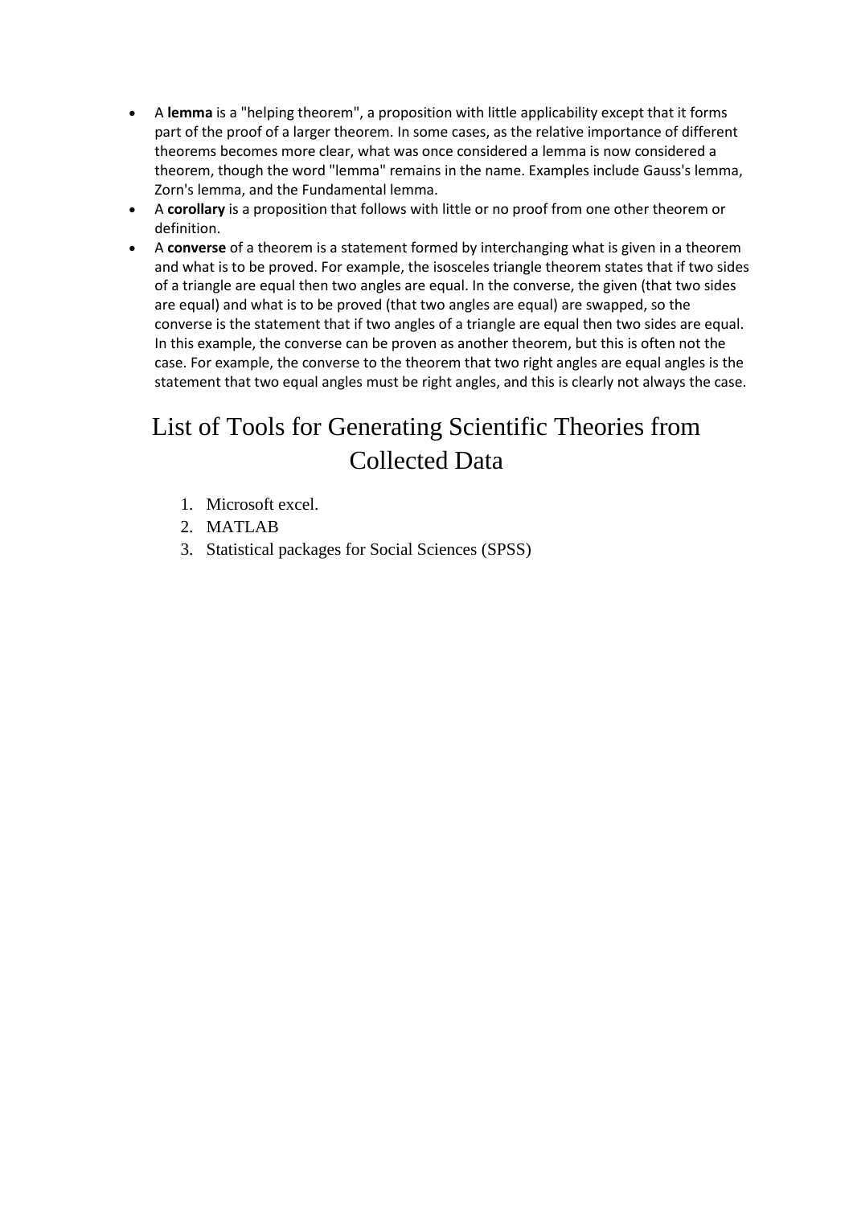- A **lemma** is a "helping theorem", a proposition with little applicability except that it forms part of the proof of a larger theorem. In some cases, as the relative importance of different theorems becomes more clear, what was once considered a lemma is now considered a theorem, though the word "lemma" remains in the name. Examples include Gauss's lemma, Zorn's lemma, and the Fundamental lemma.
- A **corollary** is a proposition that follows with little or no proof from one other theorem or definition.
- A **converse** of a theorem is a statement formed by interchanging what is given in a theorem and what is to be proved. For example, the isosceles triangle theorem states that if two sides of a triangle are equal then two angles are equal. In the converse, the given (that two sides are equal) and what is to be proved (that two angles are equal) are swapped, so the converse is the statement that if two angles of a triangle are equal then two sides are equal. In this example, the converse can be proven as another theorem, but this is often not the case. For example, the converse to the theorem that two right angles are equal angles is the statement that two equal angles must be right angles, and this is clearly not always the case.

# List of Tools for Generating Scientific Theories from Collected Data

1. Microsoft excel.
2. MATLAB
3. Statistical packages for Social Sciences (SPSS)